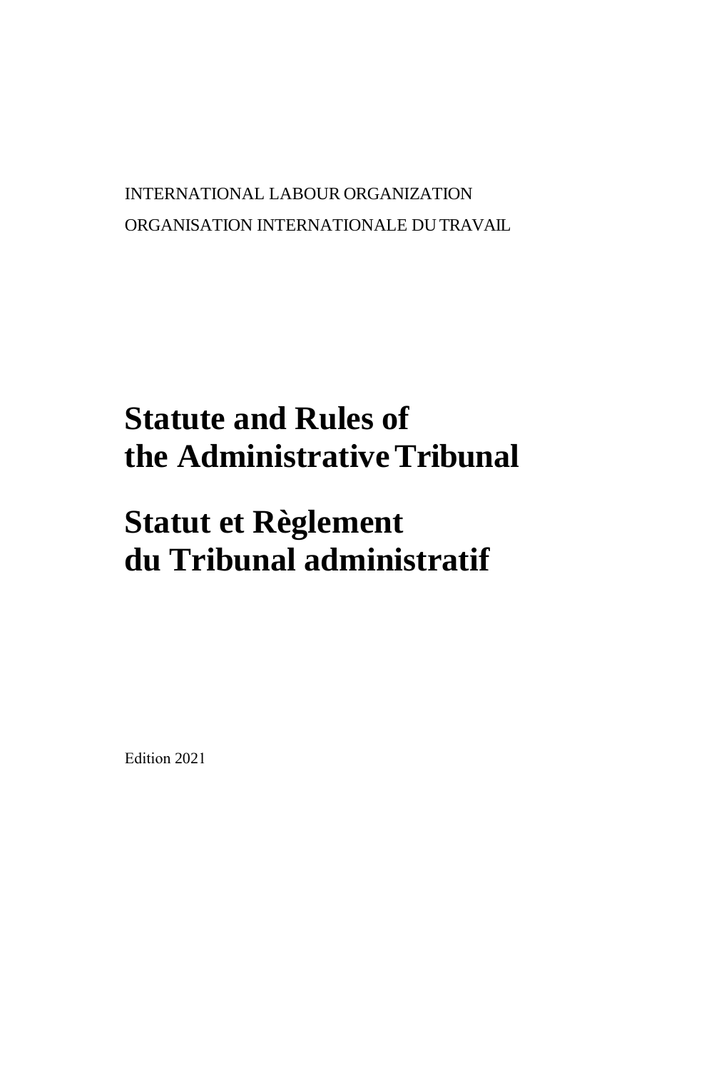INTERNATIONAL LABOUR ORGANIZATION

ORGANISATION INTERNATIONALE DU TRAVAIL

# Statute and Rules of the Administrative Tribunal

# Statut et Règlement du Tribunal administratif

Edition 2021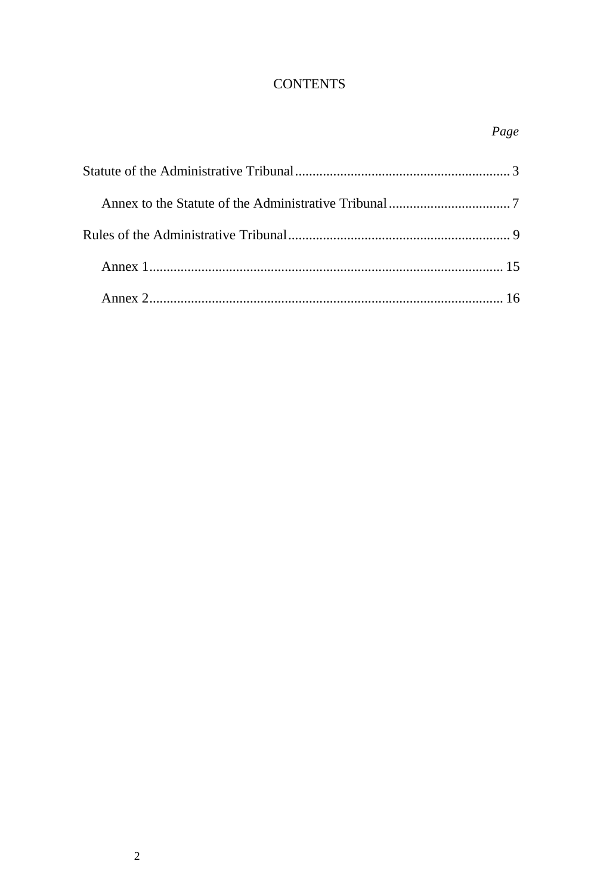# CONTENTS

| | *Page* |
|---|---|
| Statute of the Administrative Tribunal | 3 |
| Annex to the Statute of the Administrative Tribunal | 7 |
| Rules of the Administrative Tribunal | 9 |
| Annex 1 | 15 |
| Annex 2 | 16 |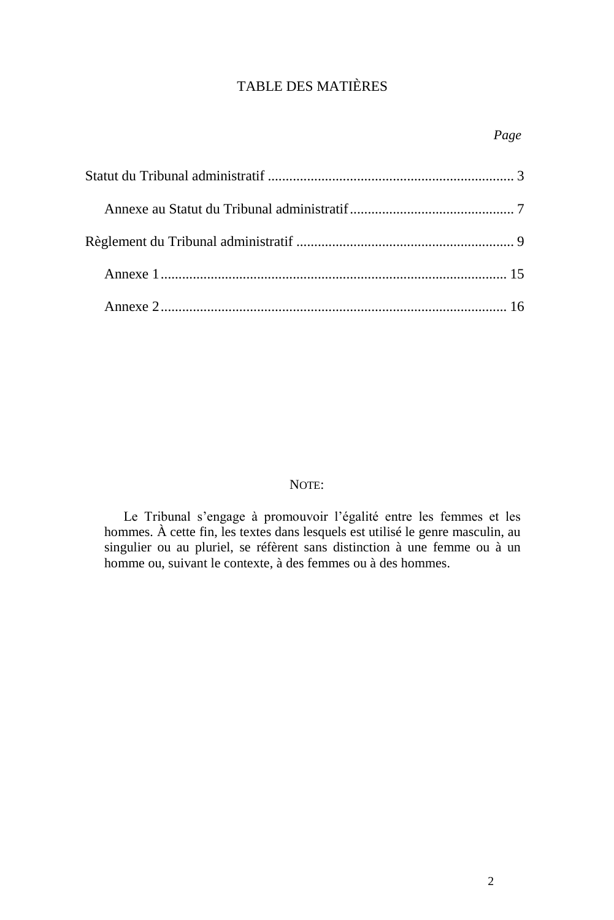# TABLE DES MATIÈRES

| | *Page* |
|---|---|
| Statut du Tribunal administratif | 3 |
| Annexe au Statut du Tribunal administratif | 7 |
| Règlement du Tribunal administratif | 9 |
| Annexe 1 | 15 |
| Annexe 2 | 16 |

NOTE:

Le Tribunal s'engage à promouvoir l'égalité entre les femmes et les hommes. À cette fin, les textes dans lesquels est utilisé le genre masculin, au singulier ou au pluriel, se réfèrent sans distinction à une femme ou à un homme ou, suivant le contexte, à des femmes ou à des hommes.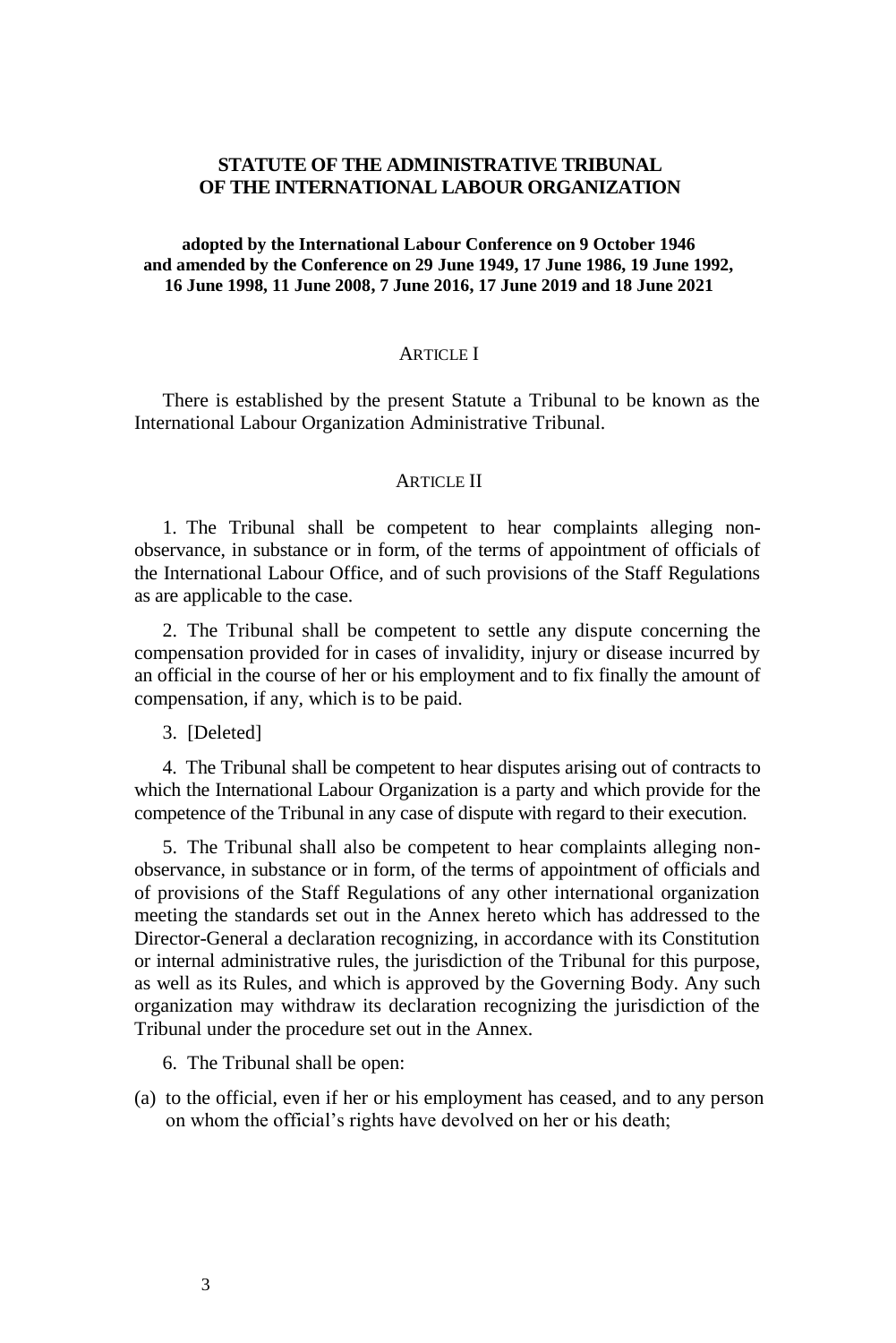# STATUTE OF THE ADMINISTRATIVE TRIBUNAL OF THE INTERNATIONAL LABOUR ORGANIZATION

**adopted by the International Labour Conference on 9 October 1946 and amended by the Conference on 29 June 1949, 17 June 1986, 19 June 1992, 16 June 1998, 11 June 2008, 7 June 2016, 17 June 2019 and 18 June 2021**

## ARTICLE I

There is established by the present Statute a Tribunal to be known as the International Labour Organization Administrative Tribunal.

## ARTICLE II

1. The Tribunal shall be competent to hear complaints alleging non-observance, in substance or in form, of the terms of appointment of officials of the International Labour Office, and of such provisions of the Staff Regulations as are applicable to the case.

2. The Tribunal shall be competent to settle any dispute concerning the compensation provided for in cases of invalidity, injury or disease incurred by an official in the course of her or his employment and to fix finally the amount of compensation, if any, which is to be paid.

3. [Deleted]

4. The Tribunal shall be competent to hear disputes arising out of contracts to which the International Labour Organization is a party and which provide for the competence of the Tribunal in any case of dispute with regard to their execution.

5. The Tribunal shall also be competent to hear complaints alleging non-observance, in substance or in form, of the terms of appointment of officials and of provisions of the Staff Regulations of any other international organization meeting the standards set out in the Annex hereto which has addressed to the Director-General a declaration recognizing, in accordance with its Constitution or internal administrative rules, the jurisdiction of the Tribunal for this purpose, as well as its Rules, and which is approved by the Governing Body. Any such organization may withdraw its declaration recognizing the jurisdiction of the Tribunal under the procedure set out in the Annex.

6. The Tribunal shall be open:

(a) to the official, even if her or his employment has ceased, and to any person on whom the official's rights have devolved on her or his death;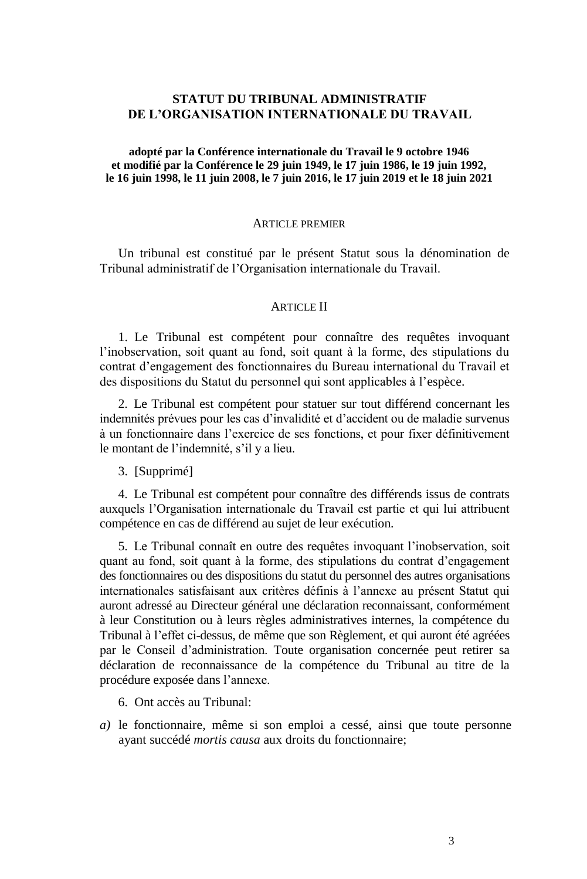# STATUT DU TRIBUNAL ADMINISTRATIF DE L'ORGANISATION INTERNATIONALE DU TRAVAIL

**adopté par la Conférence internationale du Travail le 9 octobre 1946 et modifié par la Conférence le 29 juin 1949, le 17 juin 1986, le 19 juin 1992, le 16 juin 1998, le 11 juin 2008, le 7 juin 2016, le 17 juin 2019 et le 18 juin 2021**

## ARTICLE PREMIER

Un tribunal est constitué par le présent Statut sous la dénomination de Tribunal administratif de l'Organisation internationale du Travail.

## ARTICLE II

1. Le Tribunal est compétent pour connaître des requêtes invoquant l'inobservation, soit quant au fond, soit quant à la forme, des stipulations du contrat d'engagement des fonctionnaires du Bureau international du Travail et des dispositions du Statut du personnel qui sont applicables à l'espèce.

2. Le Tribunal est compétent pour statuer sur tout différend concernant les indemnités prévues pour les cas d'invalidité et d'accident ou de maladie survenus à un fonctionnaire dans l'exercice de ses fonctions, et pour fixer définitivement le montant de l'indemnité, s'il y a lieu.

3. [Supprimé]

4. Le Tribunal est compétent pour connaître des différends issus de contrats auxquels l'Organisation internationale du Travail est partie et qui lui attribuent compétence en cas de différend au sujet de leur exécution.

5. Le Tribunal connaît en outre des requêtes invoquant l'inobservation, soit quant au fond, soit quant à la forme, des stipulations du contrat d'engagement des fonctionnaires ou des dispositions du statut du personnel des autres organisations internationales satisfaisant aux critères définis à l'annexe au présent Statut qui auront adressé au Directeur général une déclaration reconnaissant, conformément à leur Constitution ou à leurs règles administratives internes, la compétence du Tribunal à l'effet ci-dessus, de même que son Règlement, et qui auront été agréées par le Conseil d'administration. Toute organisation concernée peut retirer sa déclaration de reconnaissance de la compétence du Tribunal au titre de la procédure exposée dans l'annexe.

6. Ont accès au Tribunal:

*a)* le fonctionnaire, même si son emploi a cessé, ainsi que toute personne ayant succédé *mortis causa* aux droits du fonctionnaire;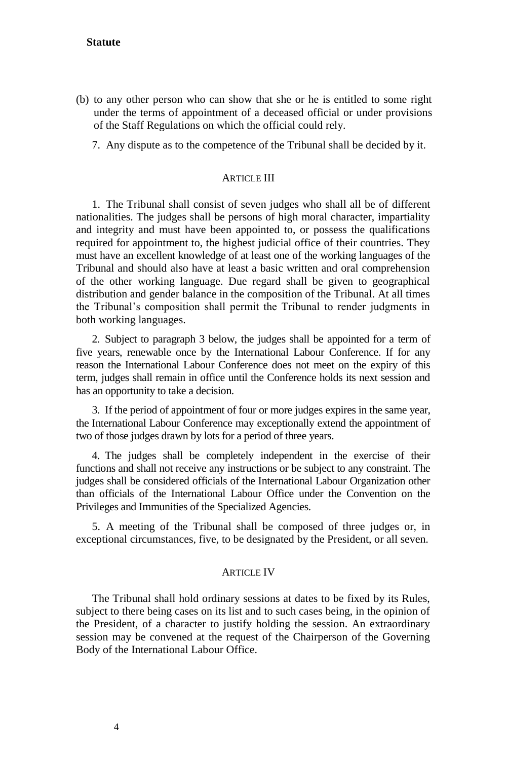(b) to any other person who can show that she or he is entitled to some right under the terms of appointment of a deceased official or under provisions of the Staff Regulations on which the official could rely.

7. Any dispute as to the competence of the Tribunal shall be decided by it.

## ARTICLE III

1. The Tribunal shall consist of seven judges who shall all be of different nationalities. The judges shall be persons of high moral character, impartiality and integrity and must have been appointed to, or possess the qualifications required for appointment to, the highest judicial office of their countries. They must have an excellent knowledge of at least one of the working languages of the Tribunal and should also have at least a basic written and oral comprehension of the other working language. Due regard shall be given to geographical distribution and gender balance in the composition of the Tribunal. At all times the Tribunal's composition shall permit the Tribunal to render judgments in both working languages.

2. Subject to paragraph 3 below, the judges shall be appointed for a term of five years, renewable once by the International Labour Conference. If for any reason the International Labour Conference does not meet on the expiry of this term, judges shall remain in office until the Conference holds its next session and has an opportunity to take a decision.

3. If the period of appointment of four or more judges expires in the same year, the International Labour Conference may exceptionally extend the appointment of two of those judges drawn by lots for a period of three years.

4. The judges shall be completely independent in the exercise of their functions and shall not receive any instructions or be subject to any constraint. The judges shall be considered officials of the International Labour Organization other than officials of the International Labour Office under the Convention on the Privileges and Immunities of the Specialized Agencies.

5. A meeting of the Tribunal shall be composed of three judges or, in exceptional circumstances, five, to be designated by the President, or all seven.

## ARTICLE IV

The Tribunal shall hold ordinary sessions at dates to be fixed by its Rules, subject to there being cases on its list and to such cases being, in the opinion of the President, of a character to justify holding the session. An extraordinary session may be convened at the request of the Chairperson of the Governing Body of the International Labour Office.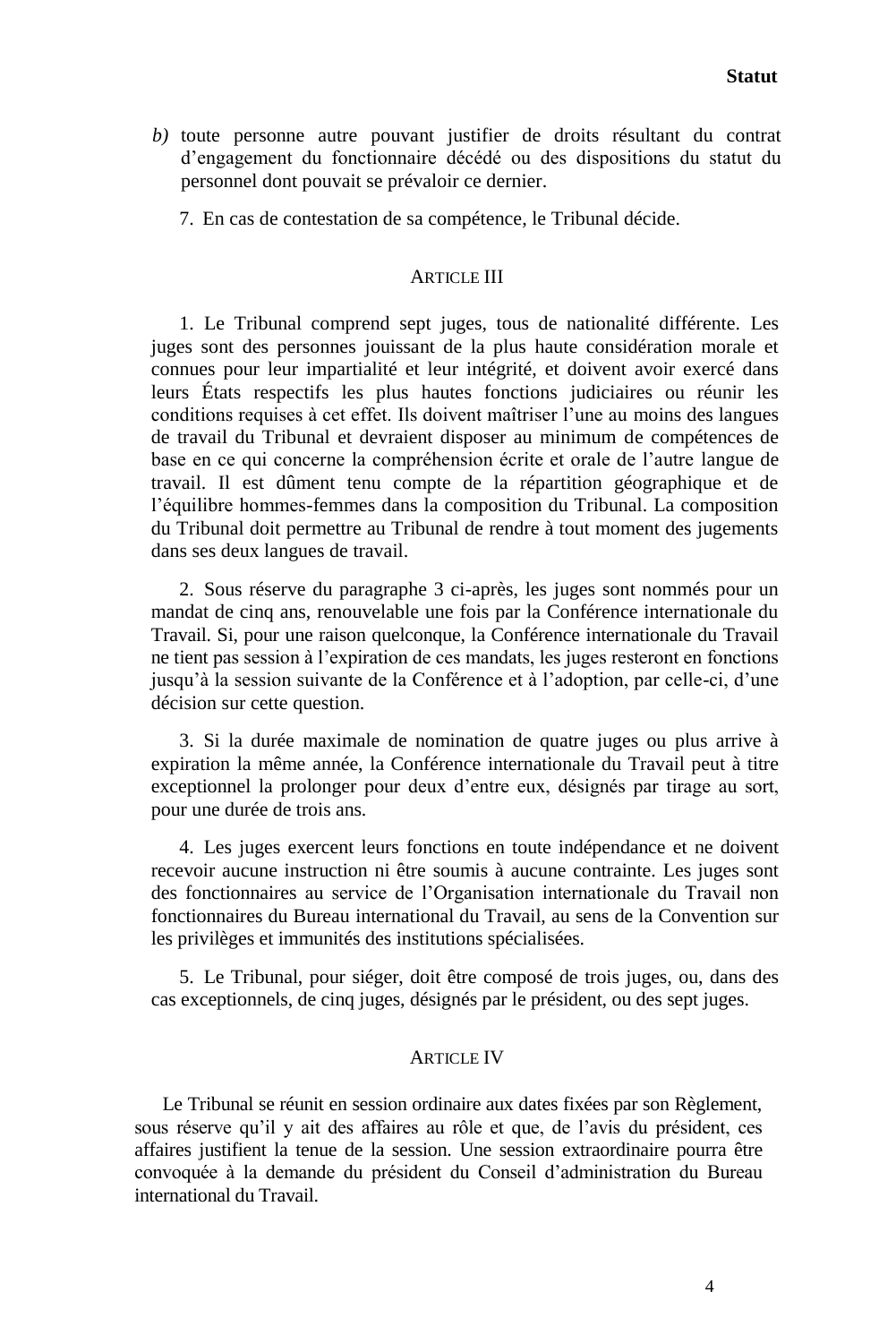*b)* toute personne autre pouvant justifier de droits résultant du contrat d'engagement du fonctionnaire décédé ou des dispositions du statut du personnel dont pouvait se prévaloir ce dernier.

7. En cas de contestation de sa compétence, le Tribunal décide.

## ARTICLE III

1. Le Tribunal comprend sept juges, tous de nationalité différente. Les juges sont des personnes jouissant de la plus haute considération morale et connues pour leur impartialité et leur intégrité, et doivent avoir exercé dans leurs États respectifs les plus hautes fonctions judiciaires ou réunir les conditions requises à cet effet. Ils doivent maîtriser l'une au moins des langues de travail du Tribunal et devraient disposer au minimum de compétences de base en ce qui concerne la compréhension écrite et orale de l'autre langue de travail. Il est dûment tenu compte de la répartition géographique et de l'équilibre hommes-femmes dans la composition du Tribunal. La composition du Tribunal doit permettre au Tribunal de rendre à tout moment des jugements dans ses deux langues de travail.

2. Sous réserve du paragraphe 3 ci-après, les juges sont nommés pour un mandat de cinq ans, renouvelable une fois par la Conférence internationale du Travail. Si, pour une raison quelconque, la Conférence internationale du Travail ne tient pas session à l'expiration de ces mandats, les juges resteront en fonctions jusqu'à la session suivante de la Conférence et à l'adoption, par celle-ci, d'une décision sur cette question.

3. Si la durée maximale de nomination de quatre juges ou plus arrive à expiration la même année, la Conférence internationale du Travail peut à titre exceptionnel la prolonger pour deux d'entre eux, désignés par tirage au sort, pour une durée de trois ans.

4. Les juges exercent leurs fonctions en toute indépendance et ne doivent recevoir aucune instruction ni être soumis à aucune contrainte. Les juges sont des fonctionnaires au service de l'Organisation internationale du Travail non fonctionnaires du Bureau international du Travail, au sens de la Convention sur les privilèges et immunités des institutions spécialisées.

5. Le Tribunal, pour siéger, doit être composé de trois juges, ou, dans des cas exceptionnels, de cinq juges, désignés par le président, ou des sept juges.

## ARTICLE IV

Le Tribunal se réunit en session ordinaire aux dates fixées par son Règlement, sous réserve qu'il y ait des affaires au rôle et que, de l'avis du président, ces affaires justifient la tenue de la session. Une session extraordinaire pourra être convoquée à la demande du président du Conseil d'administration du Bureau international du Travail.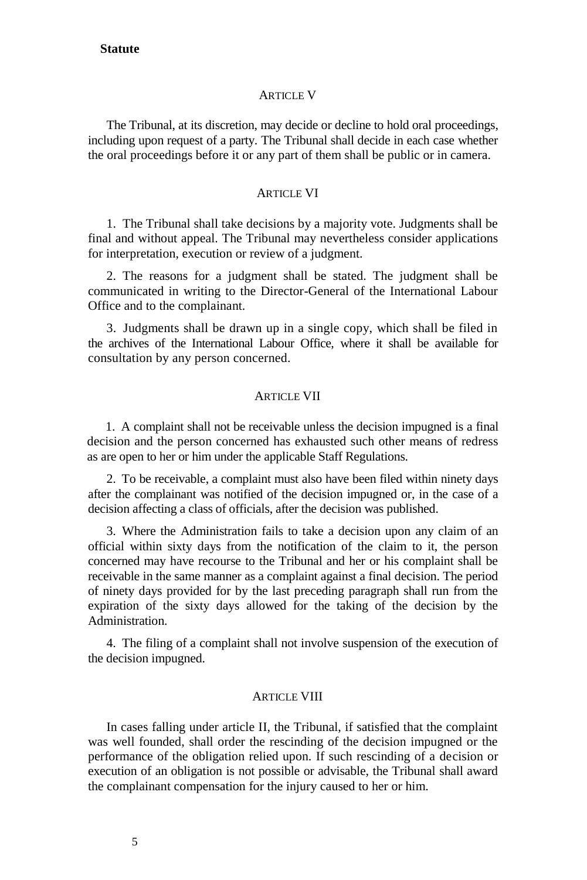**Statute**

## ARTICLE V

The Tribunal, at its discretion, may decide or decline to hold oral proceedings, including upon request of a party. The Tribunal shall decide in each case whether the oral proceedings before it or any part of them shall be public or in camera.

## ARTICLE VI

1. The Tribunal shall take decisions by a majority vote. Judgments shall be final and without appeal. The Tribunal may nevertheless consider applications for interpretation, execution or review of a judgment.

2. The reasons for a judgment shall be stated. The judgment shall be communicated in writing to the Director-General of the International Labour Office and to the complainant.

3. Judgments shall be drawn up in a single copy, which shall be filed in the archives of the International Labour Office, where it shall be available for consultation by any person concerned.

## ARTICLE VII

1. A complaint shall not be receivable unless the decision impugned is a final decision and the person concerned has exhausted such other means of redress as are open to her or him under the applicable Staff Regulations.

2. To be receivable, a complaint must also have been filed within ninety days after the complainant was notified of the decision impugned or, in the case of a decision affecting a class of officials, after the decision was published.

3. Where the Administration fails to take a decision upon any claim of an official within sixty days from the notification of the claim to it, the person concerned may have recourse to the Tribunal and her or his complaint shall be receivable in the same manner as a complaint against a final decision. The period of ninety days provided for by the last preceding paragraph shall run from the expiration of the sixty days allowed for the taking of the decision by the Administration.

4. The filing of a complaint shall not involve suspension of the execution of the decision impugned.

## ARTICLE VIII

In cases falling under article II, the Tribunal, if satisfied that the complaint was well founded, shall order the rescinding of the decision impugned or the performance of the obligation relied upon. If such rescinding of a decision or execution of an obligation is not possible or advisable, the Tribunal shall award the complainant compensation for the injury caused to her or him.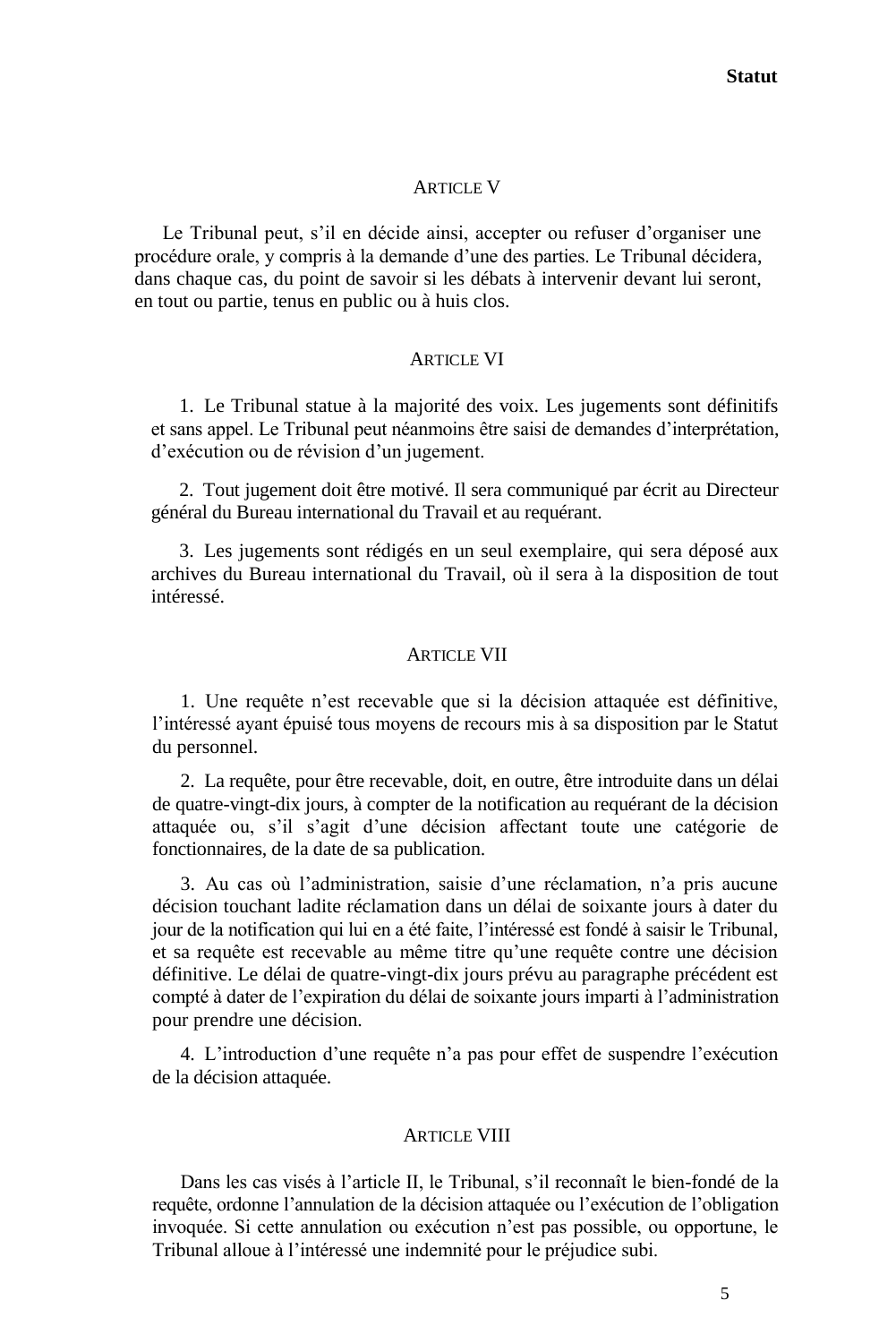## ARTICLE V

Le Tribunal peut, s'il en décide ainsi, accepter ou refuser d'organiser une procédure orale, y compris à la demande d'une des parties. Le Tribunal décidera, dans chaque cas, du point de savoir si les débats à intervenir devant lui seront, en tout ou partie, tenus en public ou à huis clos.

## ARTICLE VI

1. Le Tribunal statue à la majorité des voix. Les jugements sont définitifs et sans appel. Le Tribunal peut néanmoins être saisi de demandes d'interprétation, d'exécution ou de révision d'un jugement.

2. Tout jugement doit être motivé. Il sera communiqué par écrit au Directeur général du Bureau international du Travail et au requérant.

3. Les jugements sont rédigés en un seul exemplaire, qui sera déposé aux archives du Bureau international du Travail, où il sera à la disposition de tout intéressé.

## ARTICLE VII

1. Une requête n'est recevable que si la décision attaquée est définitive, l'intéressé ayant épuisé tous moyens de recours mis à sa disposition par le Statut du personnel.

2. La requête, pour être recevable, doit, en outre, être introduite dans un délai de quatre-vingt-dix jours, à compter de la notification au requérant de la décision attaquée ou, s'il s'agit d'une décision affectant toute une catégorie de fonctionnaires, de la date de sa publication.

3. Au cas où l'administration, saisie d'une réclamation, n'a pris aucune décision touchant ladite réclamation dans un délai de soixante jours à dater du jour de la notification qui lui en a été faite, l'intéressé est fondé à saisir le Tribunal, et sa requête est recevable au même titre qu'une requête contre une décision définitive. Le délai de quatre-vingt-dix jours prévu au paragraphe précédent est compté à dater de l'expiration du délai de soixante jours imparti à l'administration pour prendre une décision.

4. L'introduction d'une requête n'a pas pour effet de suspendre l'exécution de la décision attaquée.

## ARTICLE VIII

Dans les cas visés à l'article II, le Tribunal, s'il reconnaît le bien-fondé de la requête, ordonne l'annulation de la décision attaquée ou l'exécution de l'obligation invoquée. Si cette annulation ou exécution n'est pas possible, ou opportune, le Tribunal alloue à l'intéressé une indemnité pour le préjudice subi.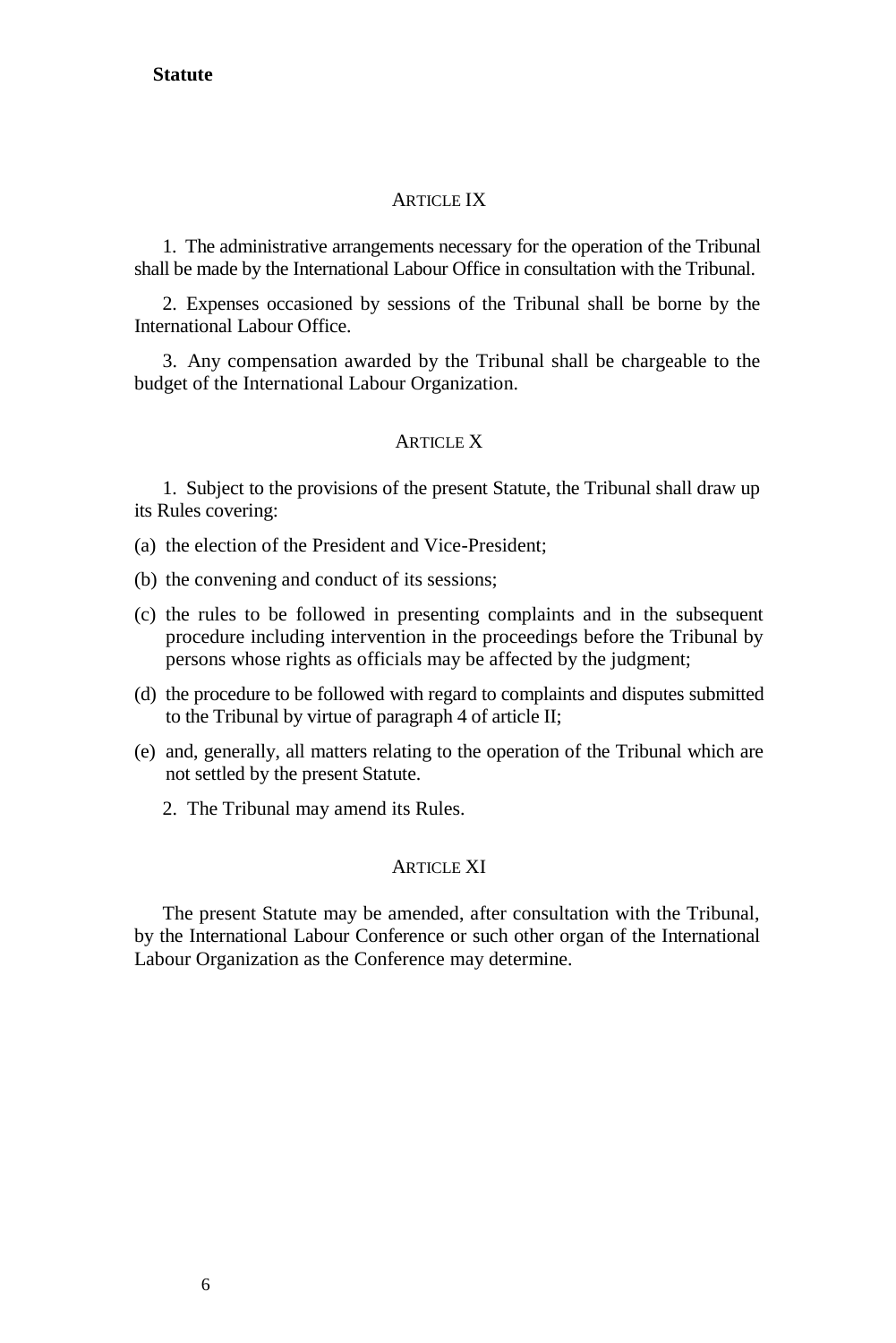## ARTICLE IX

1. The administrative arrangements necessary for the operation of the Tribunal shall be made by the International Labour Office in consultation with the Tribunal.

2. Expenses occasioned by sessions of the Tribunal shall be borne by the International Labour Office.

3. Any compensation awarded by the Tribunal shall be chargeable to the budget of the International Labour Organization.

## ARTICLE X

1. Subject to the provisions of the present Statute, the Tribunal shall draw up its Rules covering:

(a) the election of the President and Vice-President;

(b) the convening and conduct of its sessions;

(c) the rules to be followed in presenting complaints and in the subsequent procedure including intervention in the proceedings before the Tribunal by persons whose rights as officials may be affected by the judgment;

(d) the procedure to be followed with regard to complaints and disputes submitted to the Tribunal by virtue of paragraph 4 of article II;

(e) and, generally, all matters relating to the operation of the Tribunal which are not settled by the present Statute.

2. The Tribunal may amend its Rules.

## ARTICLE XI

The present Statute may be amended, after consultation with the Tribunal, by the International Labour Conference or such other organ of the International Labour Organization as the Conference may determine.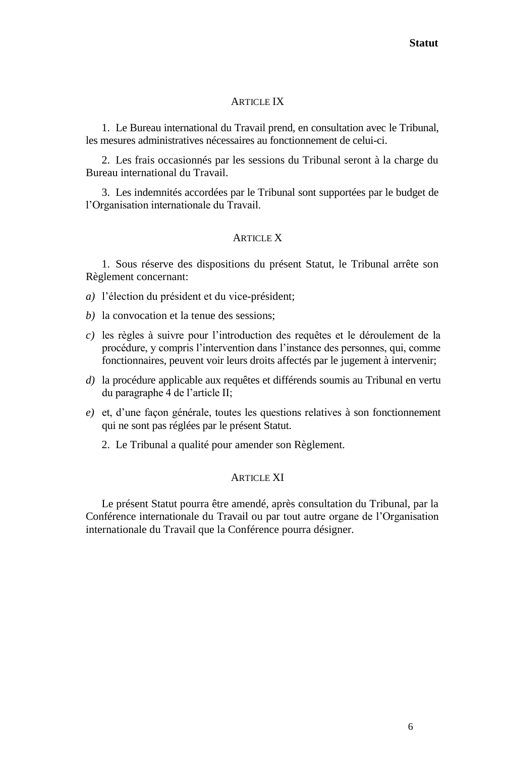## Article IX

1. Le Bureau international du Travail prend, en consultation avec le Tribunal, les mesures administratives nécessaires au fonctionnement de celui-ci.

2. Les frais occasionnés par les sessions du Tribunal seront à la charge du Bureau international du Travail.

3. Les indemnités accordées par le Tribunal sont supportées par le budget de l'Organisation internationale du Travail.

## Article X

1. Sous réserve des dispositions du présent Statut, le Tribunal arrête son Règlement concernant:

*a)* l'élection du président et du vice-président;

*b)* la convocation et la tenue des sessions;

*c)* les règles à suivre pour l'introduction des requêtes et le déroulement de la procédure, y compris l'intervention dans l'instance des personnes, qui, comme fonctionnaires, peuvent voir leurs droits affectés par le jugement à intervenir;

*d)* la procédure applicable aux requêtes et différends soumis au Tribunal en vertu du paragraphe 4 de l'article II;

*e)* et, d'une façon générale, toutes les questions relatives à son fonctionnement qui ne sont pas réglées par le présent Statut.

2. Le Tribunal a qualité pour amender son Règlement.

## Article XI

Le présent Statut pourra être amendé, après consultation du Tribunal, par la Conférence internationale du Travail ou par tout autre organe de l'Organisation internationale du Travail que la Conférence pourra désigner.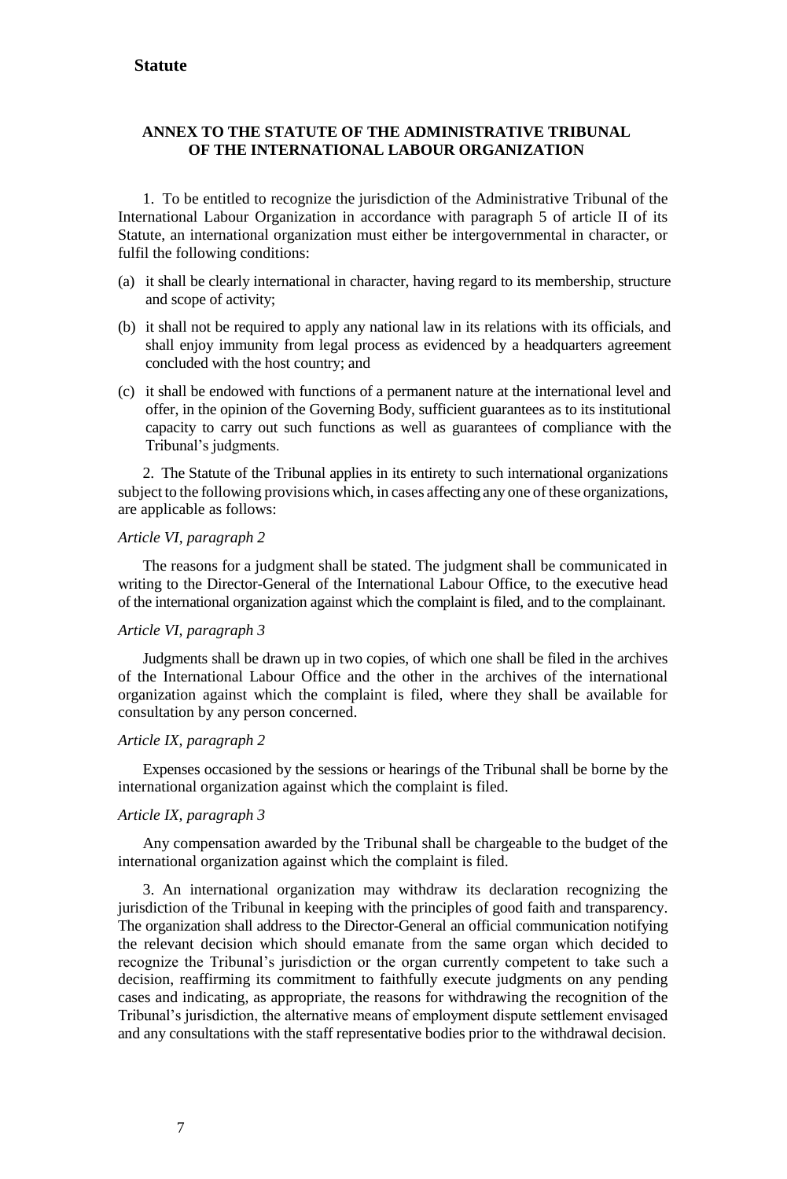## ANNEX TO THE STATUTE OF THE ADMINISTRATIVE TRIBUNAL OF THE INTERNATIONAL LABOUR ORGANIZATION

1. To be entitled to recognize the jurisdiction of the Administrative Tribunal of the International Labour Organization in accordance with paragraph 5 of article II of its Statute, an international organization must either be intergovernmental in character, or fulfil the following conditions:

(a) it shall be clearly international in character, having regard to its membership, structure and scope of activity;

(b) it shall not be required to apply any national law in its relations with its officials, and shall enjoy immunity from legal process as evidenced by a headquarters agreement concluded with the host country; and

(c) it shall be endowed with functions of a permanent nature at the international level and offer, in the opinion of the Governing Body, sufficient guarantees as to its institutional capacity to carry out such functions as well as guarantees of compliance with the Tribunal's judgments.

2. The Statute of the Tribunal applies in its entirety to such international organizations subject to the following provisions which, in cases affecting any one of these organizations, are applicable as follows:

*Article VI, paragraph 2*

The reasons for a judgment shall be stated. The judgment shall be communicated in writing to the Director-General of the International Labour Office, to the executive head of the international organization against which the complaint is filed, and to the complainant.

*Article VI, paragraph 3*

Judgments shall be drawn up in two copies, of which one shall be filed in the archives of the International Labour Office and the other in the archives of the international organization against which the complaint is filed, where they shall be available for consultation by any person concerned.

*Article IX, paragraph 2*

Expenses occasioned by the sessions or hearings of the Tribunal shall be borne by the international organization against which the complaint is filed.

*Article IX, paragraph 3*

Any compensation awarded by the Tribunal shall be chargeable to the budget of the international organization against which the complaint is filed.

3. An international organization may withdraw its declaration recognizing the jurisdiction of the Tribunal in keeping with the principles of good faith and transparency. The organization shall address to the Director-General an official communication notifying the relevant decision which should emanate from the same organ which decided to recognize the Tribunal's jurisdiction or the organ currently competent to take such a decision, reaffirming its commitment to faithfully execute judgments on any pending cases and indicating, as appropriate, the reasons for withdrawing the recognition of the Tribunal's jurisdiction, the alternative means of employment dispute settlement envisaged and any consultations with the staff representative bodies prior to the withdrawal decision.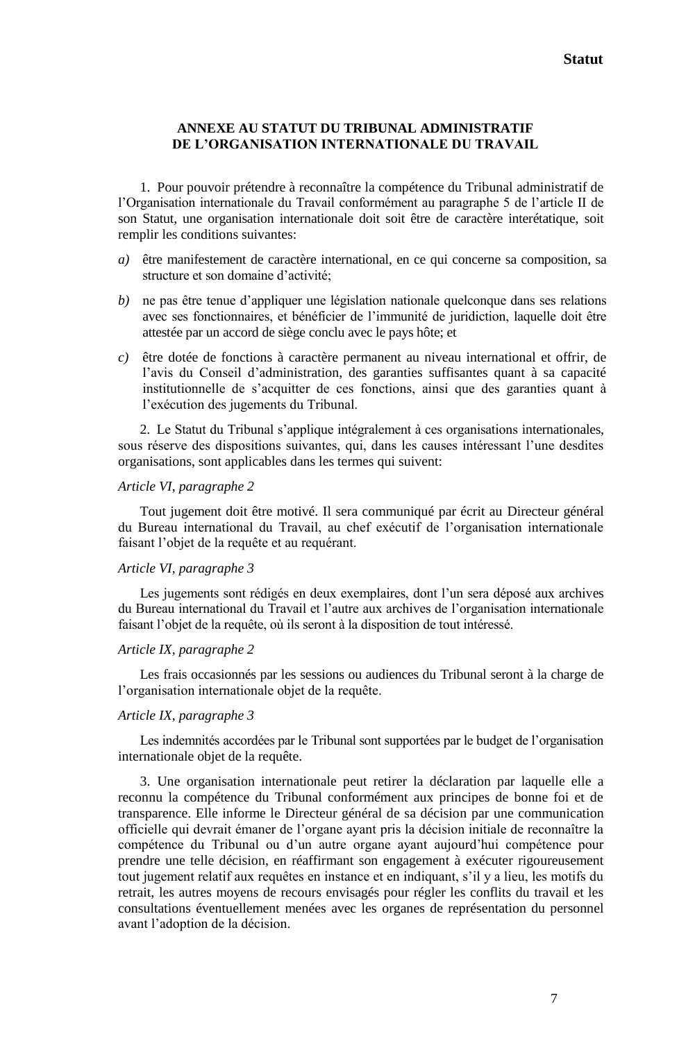## ANNEXE AU STATUT DU TRIBUNAL ADMINISTRATIF DE L'ORGANISATION INTERNATIONALE DU TRAVAIL

1. Pour pouvoir prétendre à reconnaître la compétence du Tribunal administratif de l'Organisation internationale du Travail conformément au paragraphe 5 de l'article II de son Statut, une organisation internationale doit soit être de caractère interétatique, soit remplir les conditions suivantes:

*a)* être manifestement de caractère international, en ce qui concerne sa composition, sa structure et son domaine d'activité;

*b)* ne pas être tenue d'appliquer une législation nationale quelconque dans ses relations avec ses fonctionnaires, et bénéficier de l'immunité de juridiction, laquelle doit être attestée par un accord de siège conclu avec le pays hôte; et

*c)* être dotée de fonctions à caractère permanent au niveau international et offrir, de l'avis du Conseil d'administration, des garanties suffisantes quant à sa capacité institutionnelle de s'acquitter de ces fonctions, ainsi que des garanties quant à l'exécution des jugements du Tribunal.

2. Le Statut du Tribunal s'applique intégralement à ces organisations internationales, sous réserve des dispositions suivantes, qui, dans les causes intéressant l'une desdites organisations, sont applicables dans les termes qui suivent:

*Article VI, paragraphe 2*

Tout jugement doit être motivé. Il sera communiqué par écrit au Directeur général du Bureau international du Travail, au chef exécutif de l'organisation internationale faisant l'objet de la requête et au requérant.

*Article VI, paragraphe 3*

Les jugements sont rédigés en deux exemplaires, dont l'un sera déposé aux archives du Bureau international du Travail et l'autre aux archives de l'organisation internationale faisant l'objet de la requête, où ils seront à la disposition de tout intéressé.

*Article IX, paragraphe 2*

Les frais occasionnés par les sessions ou audiences du Tribunal seront à la charge de l'organisation internationale objet de la requête.

*Article IX, paragraphe 3*

Les indemnités accordées par le Tribunal sont supportées par le budget de l'organisation internationale objet de la requête.

3. Une organisation internationale peut retirer la déclaration par laquelle elle a reconnu la compétence du Tribunal conformément aux principes de bonne foi et de transparence. Elle informe le Directeur général de sa décision par une communication officielle qui devrait émaner de l'organe ayant pris la décision initiale de reconnaître la compétence du Tribunal ou d'un autre organe ayant aujourd'hui compétence pour prendre une telle décision, en réaffirmant son engagement à exécuter rigoureusement tout jugement relatif aux requêtes en instance et en indiquant, s'il y a lieu, les motifs du retrait, les autres moyens de recours envisagés pour régler les conflits du travail et les consultations éventuellement menées avec les organes de représentation du personnel avant l'adoption de la décision.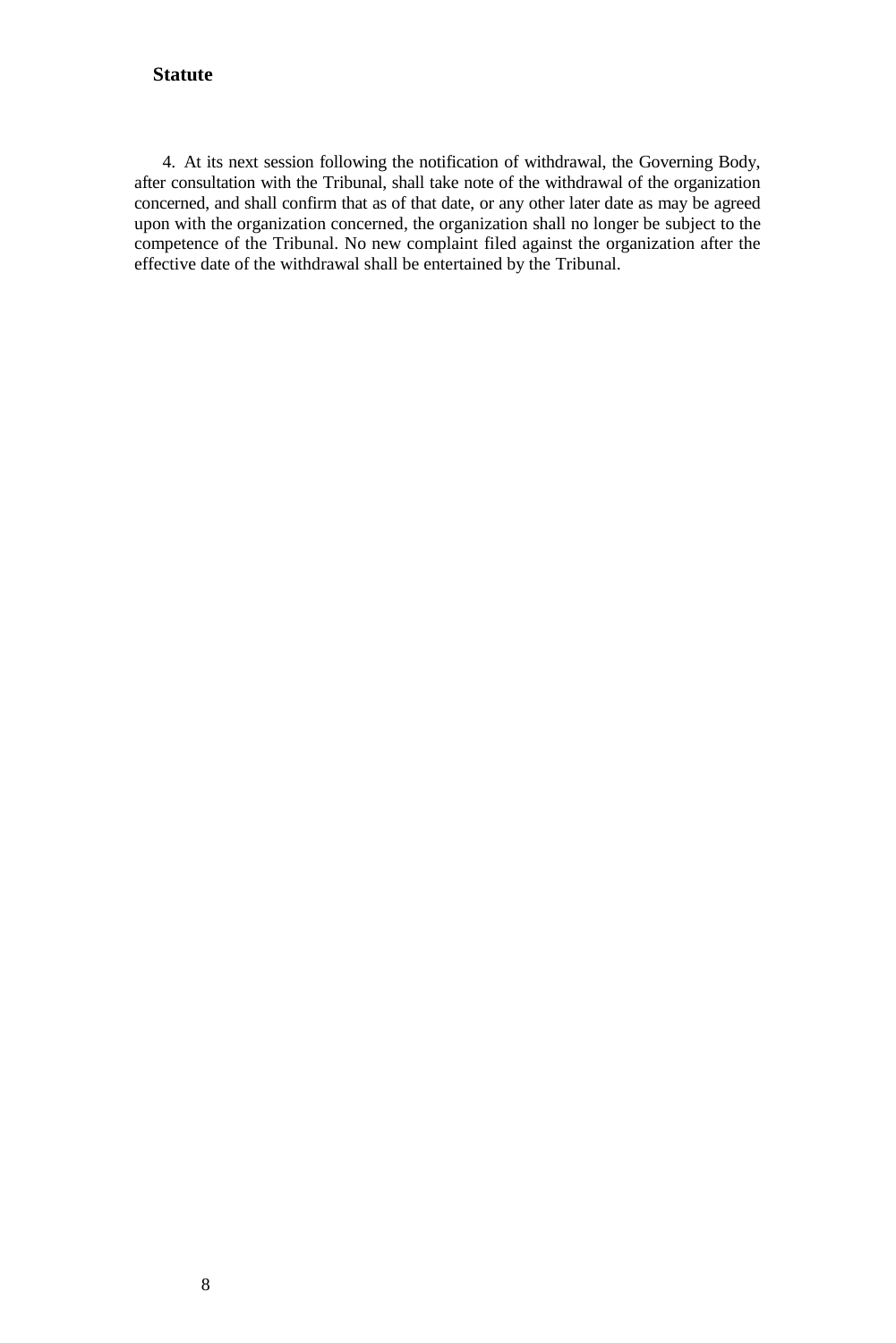4. At its next session following the notification of withdrawal, the Governing Body, after consultation with the Tribunal, shall take note of the withdrawal of the organization concerned, and shall confirm that as of that date, or any other later date as may be agreed upon with the organization concerned, the organization shall no longer be subject to the competence of the Tribunal. No new complaint filed against the organization after the effective date of the withdrawal shall be entertained by the Tribunal.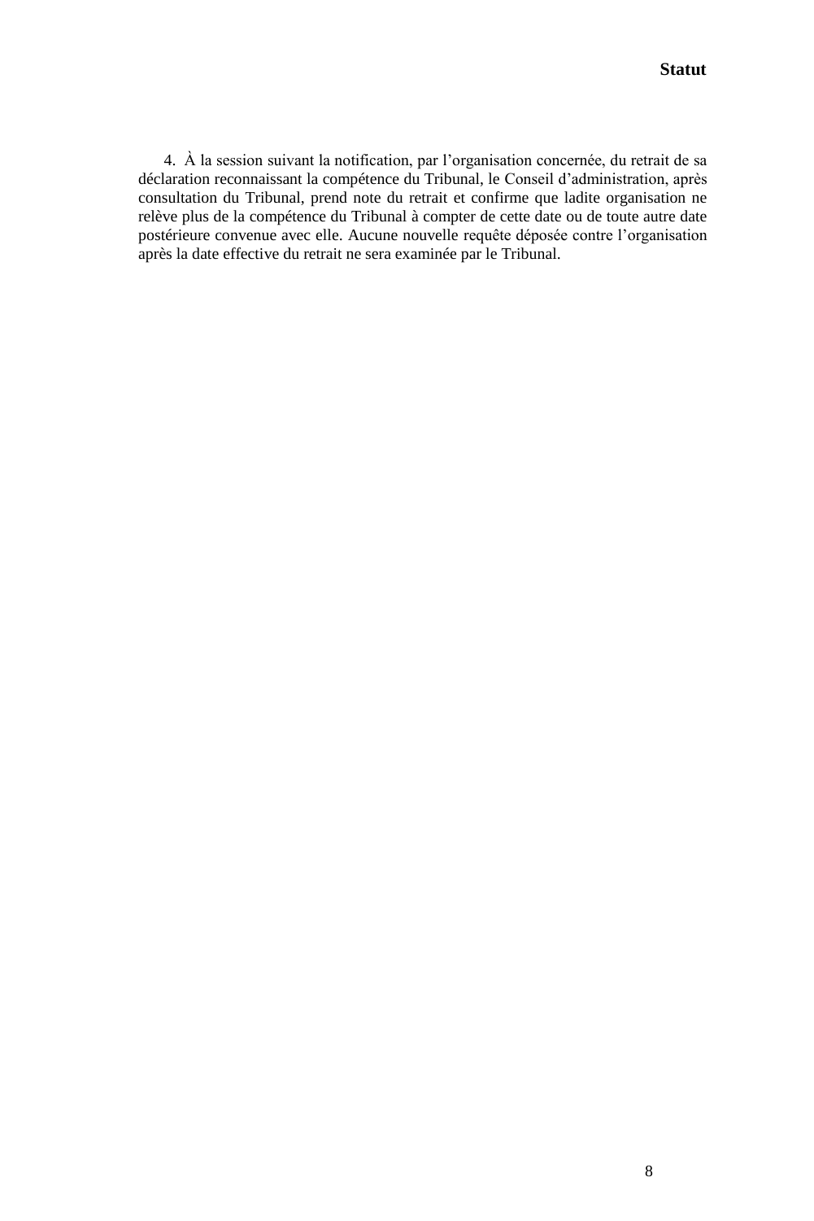4. À la session suivant la notification, par l'organisation concernée, du retrait de sa déclaration reconnaissant la compétence du Tribunal, le Conseil d'administration, après consultation du Tribunal, prend note du retrait et confirme que ladite organisation ne relève plus de la compétence du Tribunal à compter de cette date ou de toute autre date postérieure convenue avec elle. Aucune nouvelle requête déposée contre l'organisation après la date effective du retrait ne sera examinée par le Tribunal.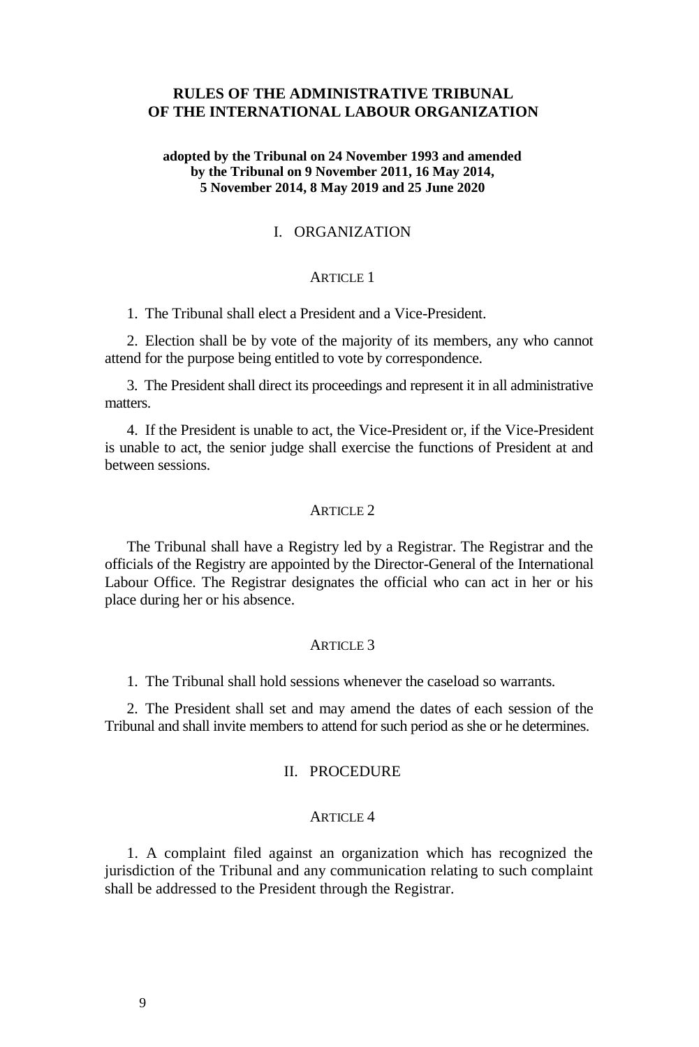# RULES OF THE ADMINISTRATIVE TRIBUNAL OF THE INTERNATIONAL LABOUR ORGANIZATION

**adopted by the Tribunal on 24 November 1993 and amended by the Tribunal on 9 November 2011, 16 May 2014, 5 November 2014, 8 May 2019 and 25 June 2020**

## I. ORGANIZATION

### ARTICLE 1

1. The Tribunal shall elect a President and a Vice-President.

2. Election shall be by vote of the majority of its members, any who cannot attend for the purpose being entitled to vote by correspondence.

3. The President shall direct its proceedings and represent it in all administrative matters.

4. If the President is unable to act, the Vice-President or, if the Vice-President is unable to act, the senior judge shall exercise the functions of President at and between sessions.

### ARTICLE 2

The Tribunal shall have a Registry led by a Registrar. The Registrar and the officials of the Registry are appointed by the Director-General of the International Labour Office. The Registrar designates the official who can act in her or his place during her or his absence.

### ARTICLE 3

1. The Tribunal shall hold sessions whenever the caseload so warrants.

2. The President shall set and may amend the dates of each session of the Tribunal and shall invite members to attend for such period as she or he determines.

## II. PROCEDURE

### ARTICLE 4

1. A complaint filed against an organization which has recognized the jurisdiction of the Tribunal and any communication relating to such complaint shall be addressed to the President through the Registrar.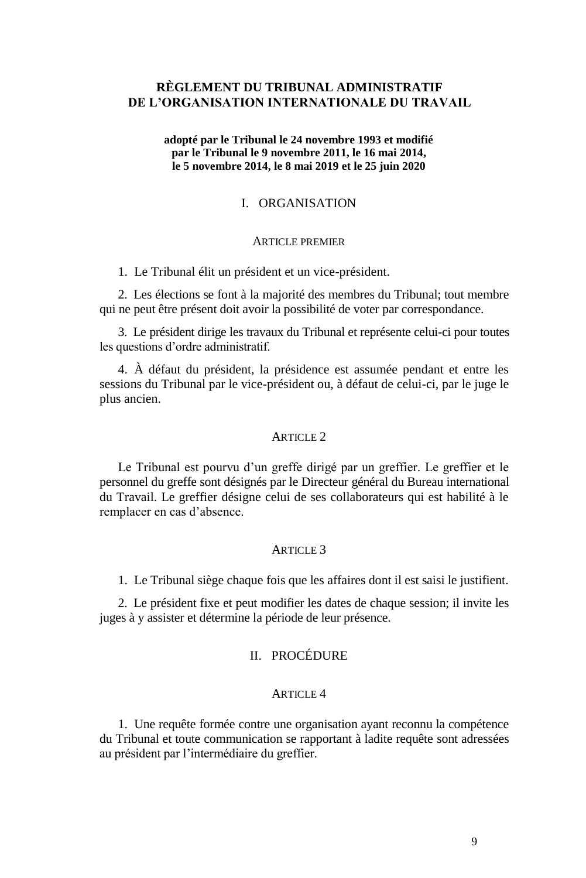# RÈGLEMENT DU TRIBUNAL ADMINISTRATIF DE L'ORGANISATION INTERNATIONALE DU TRAVAIL

**adopté par le Tribunal le 24 novembre 1993 et modifié par le Tribunal le 9 novembre 2011, le 16 mai 2014, le 5 novembre 2014, le 8 mai 2019 et le 25 juin 2020**

## I. ORGANISATION

### ARTICLE PREMIER

1. Le Tribunal élit un président et un vice-président.

2. Les élections se font à la majorité des membres du Tribunal; tout membre qui ne peut être présent doit avoir la possibilité de voter par correspondance.

3. Le président dirige les travaux du Tribunal et représente celui-ci pour toutes les questions d'ordre administratif.

4. À défaut du président, la présidence est assumée pendant et entre les sessions du Tribunal par le vice-président ou, à défaut de celui-ci, par le juge le plus ancien.

### ARTICLE 2

Le Tribunal est pourvu d'un greffe dirigé par un greffier. Le greffier et le personnel du greffe sont désignés par le Directeur général du Bureau international du Travail. Le greffier désigne celui de ses collaborateurs qui est habilité à le remplacer en cas d'absence.

### ARTICLE 3

1. Le Tribunal siège chaque fois que les affaires dont il est saisi le justifient.

2. Le président fixe et peut modifier les dates de chaque session; il invite les juges à y assister et détermine la période de leur présence.

## II. PROCÉDURE

### ARTICLE 4

1. Une requête formée contre une organisation ayant reconnu la compétence du Tribunal et toute communication se rapportant à ladite requête sont adressées au président par l'intermédiaire du greffier.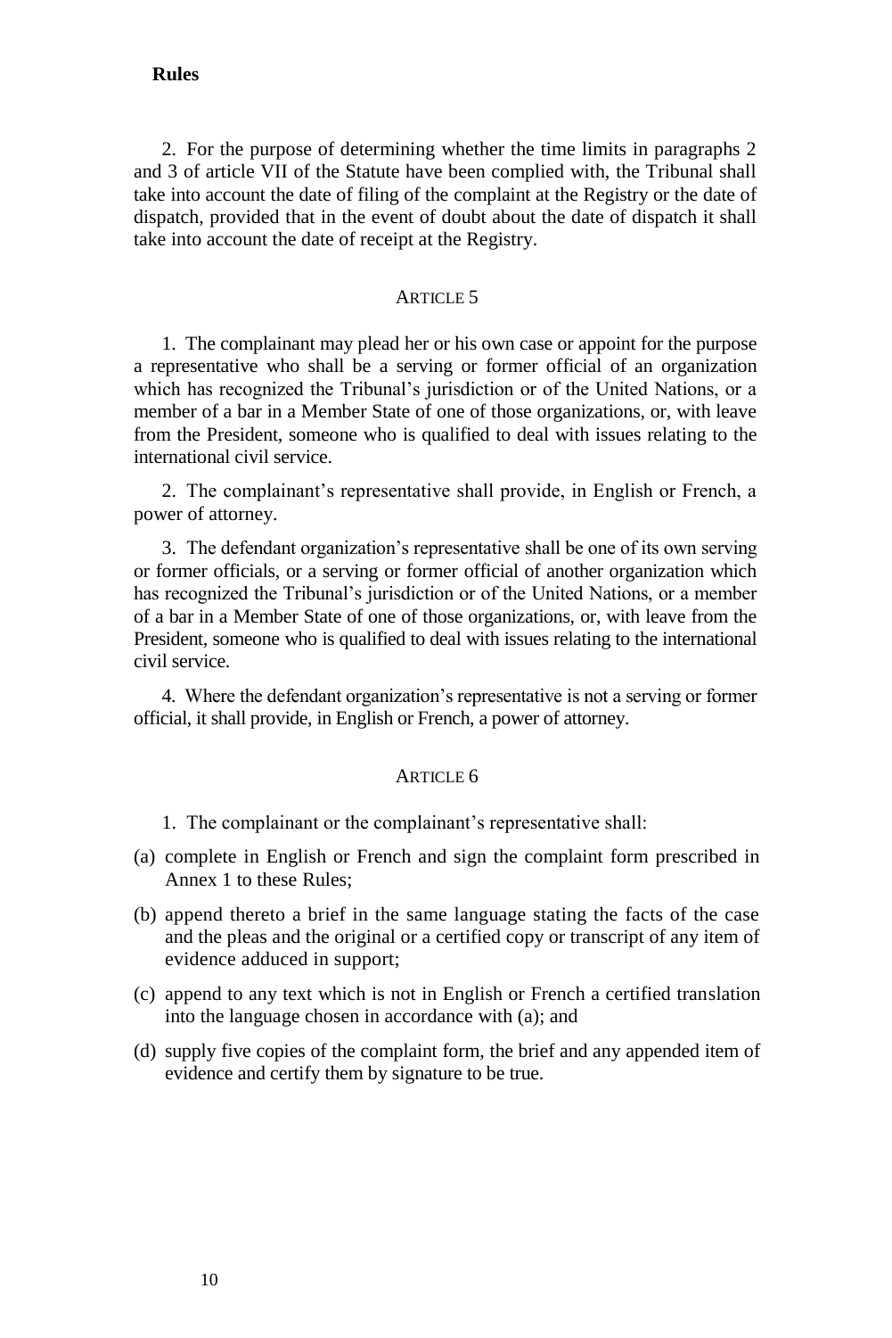2. For the purpose of determining whether the time limits in paragraphs 2 and 3 of article VII of the Statute have been complied with, the Tribunal shall take into account the date of filing of the complaint at the Registry or the date of dispatch, provided that in the event of doubt about the date of dispatch it shall take into account the date of receipt at the Registry.

## ARTICLE 5

1. The complainant may plead her or his own case or appoint for the purpose a representative who shall be a serving or former official of an organization which has recognized the Tribunal's jurisdiction or of the United Nations, or a member of a bar in a Member State of one of those organizations, or, with leave from the President, someone who is qualified to deal with issues relating to the international civil service.

2. The complainant's representative shall provide, in English or French, a power of attorney.

3. The defendant organization's representative shall be one of its own serving or former officials, or a serving or former official of another organization which has recognized the Tribunal's jurisdiction or of the United Nations, or a member of a bar in a Member State of one of those organizations, or, with leave from the President, someone who is qualified to deal with issues relating to the international civil service.

4. Where the defendant organization's representative is not a serving or former official, it shall provide, in English or French, a power of attorney.

## ARTICLE 6

1. The complainant or the complainant's representative shall:

(a) complete in English or French and sign the complaint form prescribed in Annex 1 to these Rules;

(b) append thereto a brief in the same language stating the facts of the case and the pleas and the original or a certified copy or transcript of any item of evidence adduced in support;

(c) append to any text which is not in English or French a certified translation into the language chosen in accordance with (a); and

(d) supply five copies of the complaint form, the brief and any appended item of evidence and certify them by signature to be true.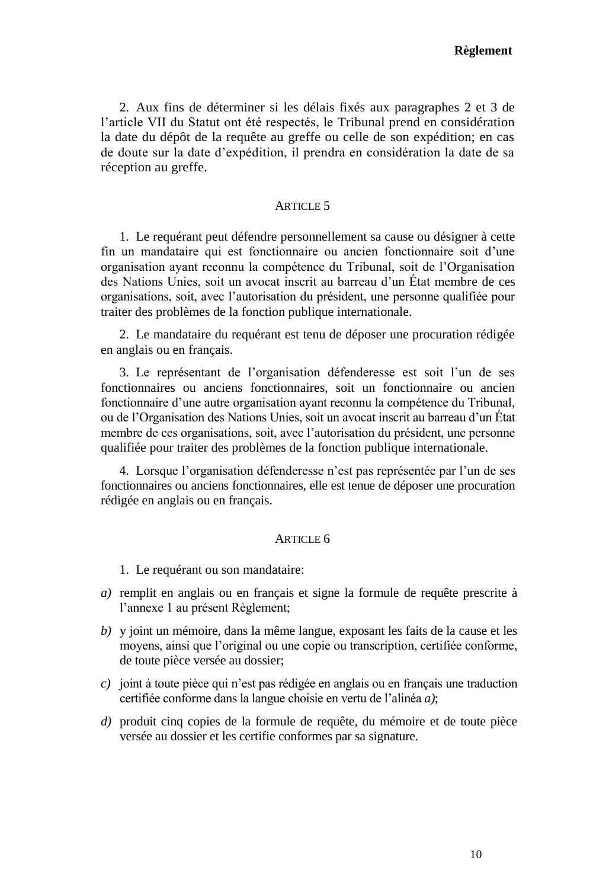2. Aux fins de déterminer si les délais fixés aux paragraphes 2 et 3 de l'article VII du Statut ont été respectés, le Tribunal prend en considération la date du dépôt de la requête au greffe ou celle de son expédition; en cas de doute sur la date d'expédition, il prendra en considération la date de sa réception au greffe.

## ARTICLE 5

1. Le requérant peut défendre personnellement sa cause ou désigner à cette fin un mandataire qui est fonctionnaire ou ancien fonctionnaire soit d'une organisation ayant reconnu la compétence du Tribunal, soit de l'Organisation des Nations Unies, soit un avocat inscrit au barreau d'un État membre de ces organisations, soit, avec l'autorisation du président, une personne qualifiée pour traiter des problèmes de la fonction publique internationale.

2. Le mandataire du requérant est tenu de déposer une procuration rédigée en anglais ou en français.

3. Le représentant de l'organisation défenderesse est soit l'un de ses fonctionnaires ou anciens fonctionnaires, soit un fonctionnaire ou ancien fonctionnaire d'une autre organisation ayant reconnu la compétence du Tribunal, ou de l'Organisation des Nations Unies, soit un avocat inscrit au barreau d'un État membre de ces organisations, soit, avec l'autorisation du président, une personne qualifiée pour traiter des problèmes de la fonction publique internationale.

4. Lorsque l'organisation défenderesse n'est pas représentée par l'un de ses fonctionnaires ou anciens fonctionnaires, elle est tenue de déposer une procuration rédigée en anglais ou en français.

## ARTICLE 6

1. Le requérant ou son mandataire:

*a)* remplit en anglais ou en français et signe la formule de requête prescrite à l'annexe 1 au présent Règlement;

*b)* y joint un mémoire, dans la même langue, exposant les faits de la cause et les moyens, ainsi que l'original ou une copie ou transcription, certifiée conforme, de toute pièce versée au dossier;

*c)* joint à toute pièce qui n'est pas rédigée en anglais ou en français une traduction certifiée conforme dans la langue choisie en vertu de l'alinéa *a)*;

*d)* produit cinq copies de la formule de requête, du mémoire et de toute pièce versée au dossier et les certifie conformes par sa signature.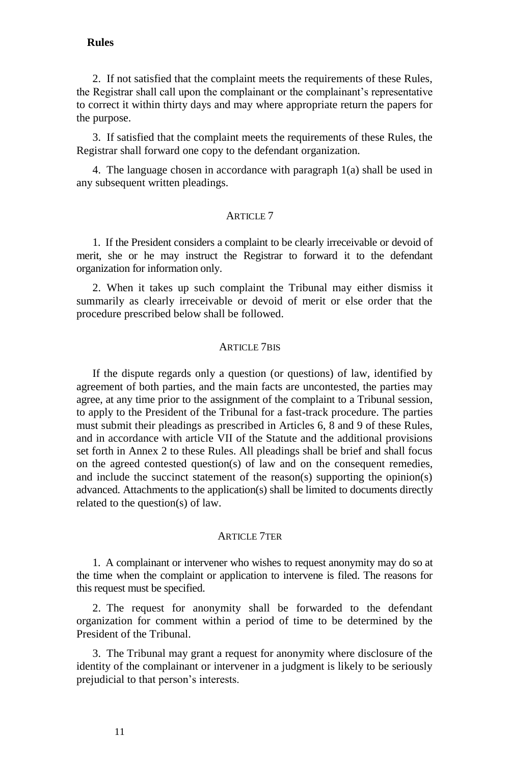2. If not satisfied that the complaint meets the requirements of these Rules, the Registrar shall call upon the complainant or the complainant's representative to correct it within thirty days and may where appropriate return the papers for the purpose.

3. If satisfied that the complaint meets the requirements of these Rules, the Registrar shall forward one copy to the defendant organization.

4. The language chosen in accordance with paragraph 1(a) shall be used in any subsequent written pleadings.

## ARTICLE 7

1. If the President considers a complaint to be clearly irreceivable or devoid of merit, she or he may instruct the Registrar to forward it to the defendant organization for information only.

2. When it takes up such complaint the Tribunal may either dismiss it summarily as clearly irreceivable or devoid of merit or else order that the procedure prescribed below shall be followed.

## ARTICLE 7BIS

If the dispute regards only a question (or questions) of law, identified by agreement of both parties, and the main facts are uncontested, the parties may agree, at any time prior to the assignment of the complaint to a Tribunal session, to apply to the President of the Tribunal for a fast-track procedure. The parties must submit their pleadings as prescribed in Articles 6, 8 and 9 of these Rules, and in accordance with article VII of the Statute and the additional provisions set forth in Annex 2 to these Rules. All pleadings shall be brief and shall focus on the agreed contested question(s) of law and on the consequent remedies, and include the succinct statement of the reason(s) supporting the opinion(s) advanced. Attachments to the application(s) shall be limited to documents directly related to the question(s) of law.

## ARTICLE 7TER

1. A complainant or intervener who wishes to request anonymity may do so at the time when the complaint or application to intervene is filed. The reasons for this request must be specified.

2. The request for anonymity shall be forwarded to the defendant organization for comment within a period of time to be determined by the President of the Tribunal.

3. The Tribunal may grant a request for anonymity where disclosure of the identity of the complainant or intervener in a judgment is likely to be seriously prejudicial to that person's interests.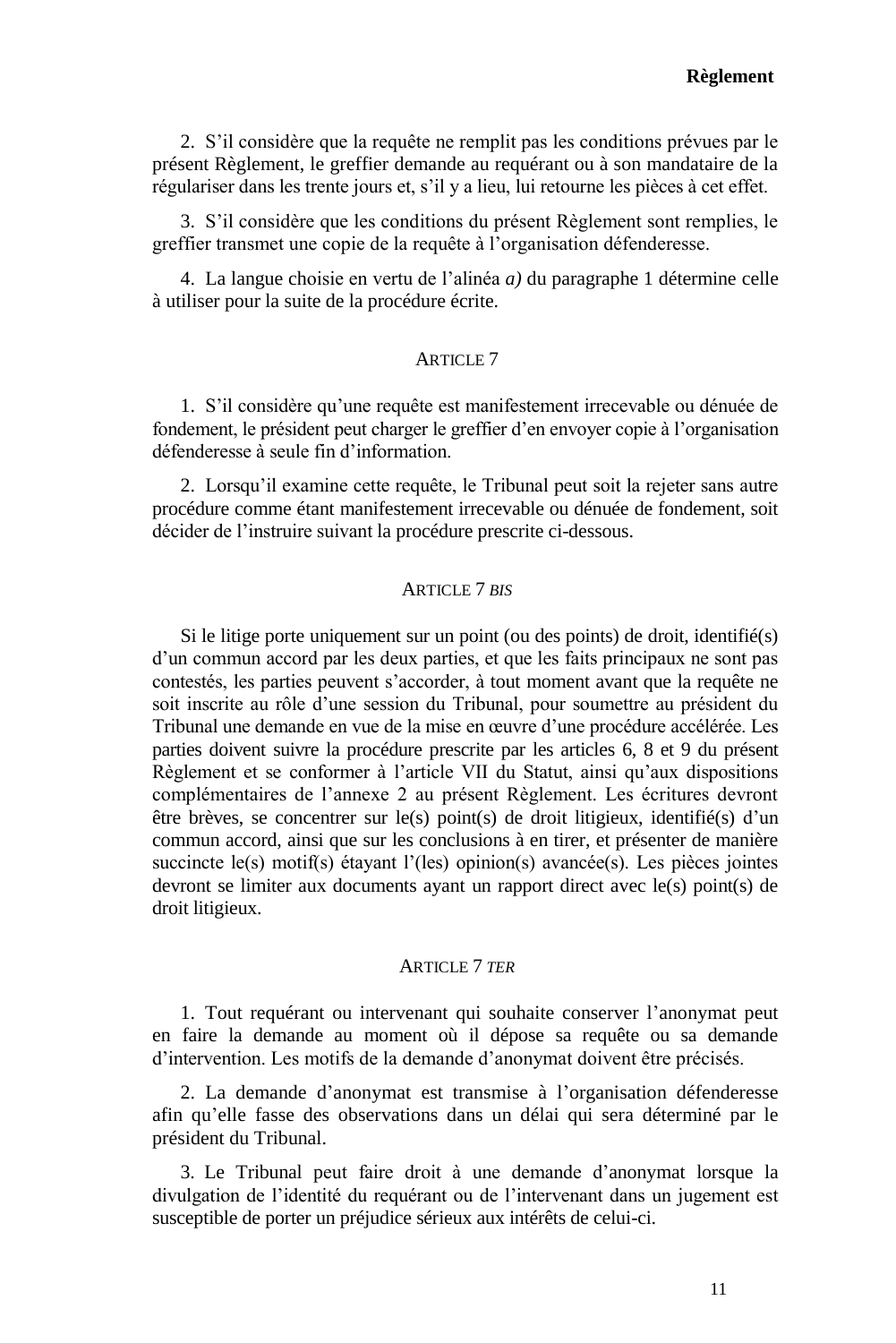2. S'il considère que la requête ne remplit pas les conditions prévues par le présent Règlement, le greffier demande au requérant ou à son mandataire de la régulariser dans les trente jours et, s'il y a lieu, lui retourne les pièces à cet effet.

3. S'il considère que les conditions du présent Règlement sont remplies, le greffier transmet une copie de la requête à l'organisation défenderesse.

4. La langue choisie en vertu de l'alinéa *a)* du paragraphe 1 détermine celle à utiliser pour la suite de la procédure écrite.

## ARTICLE 7

1. S'il considère qu'une requête est manifestement irrecevable ou dénuée de fondement, le président peut charger le greffier d'en envoyer copie à l'organisation défenderesse à seule fin d'information.

2. Lorsqu'il examine cette requête, le Tribunal peut soit la rejeter sans autre procédure comme étant manifestement irrecevable ou dénuée de fondement, soit décider de l'instruire suivant la procédure prescrite ci-dessous.

## ARTICLE 7 *BIS*

Si le litige porte uniquement sur un point (ou des points) de droit, identifié(s) d'un commun accord par les deux parties, et que les faits principaux ne sont pas contestés, les parties peuvent s'accorder, à tout moment avant que la requête ne soit inscrite au rôle d'une session du Tribunal, pour soumettre au président du Tribunal une demande en vue de la mise en œuvre d'une procédure accélérée. Les parties doivent suivre la procédure prescrite par les articles 6, 8 et 9 du présent Règlement et se conformer à l'article VII du Statut, ainsi qu'aux dispositions complémentaires de l'annexe 2 au présent Règlement. Les écritures devront être brèves, se concentrer sur le(s) point(s) de droit litigieux, identifié(s) d'un commun accord, ainsi que sur les conclusions à en tirer, et présenter de manière succincte le(s) motif(s) étayant l'(les) opinion(s) avancée(s). Les pièces jointes devront se limiter aux documents ayant un rapport direct avec le(s) point(s) de droit litigieux.

## ARTICLE 7 *TER*

1. Tout requérant ou intervenant qui souhaite conserver l'anonymat peut en faire la demande au moment où il dépose sa requête ou sa demande d'intervention. Les motifs de la demande d'anonymat doivent être précisés.

2. La demande d'anonymat est transmise à l'organisation défenderesse afin qu'elle fasse des observations dans un délai qui sera déterminé par le président du Tribunal.

3. Le Tribunal peut faire droit à une demande d'anonymat lorsque la divulgation de l'identité du requérant ou de l'intervenant dans un jugement est susceptible de porter un préjudice sérieux aux intérêts de celui-ci.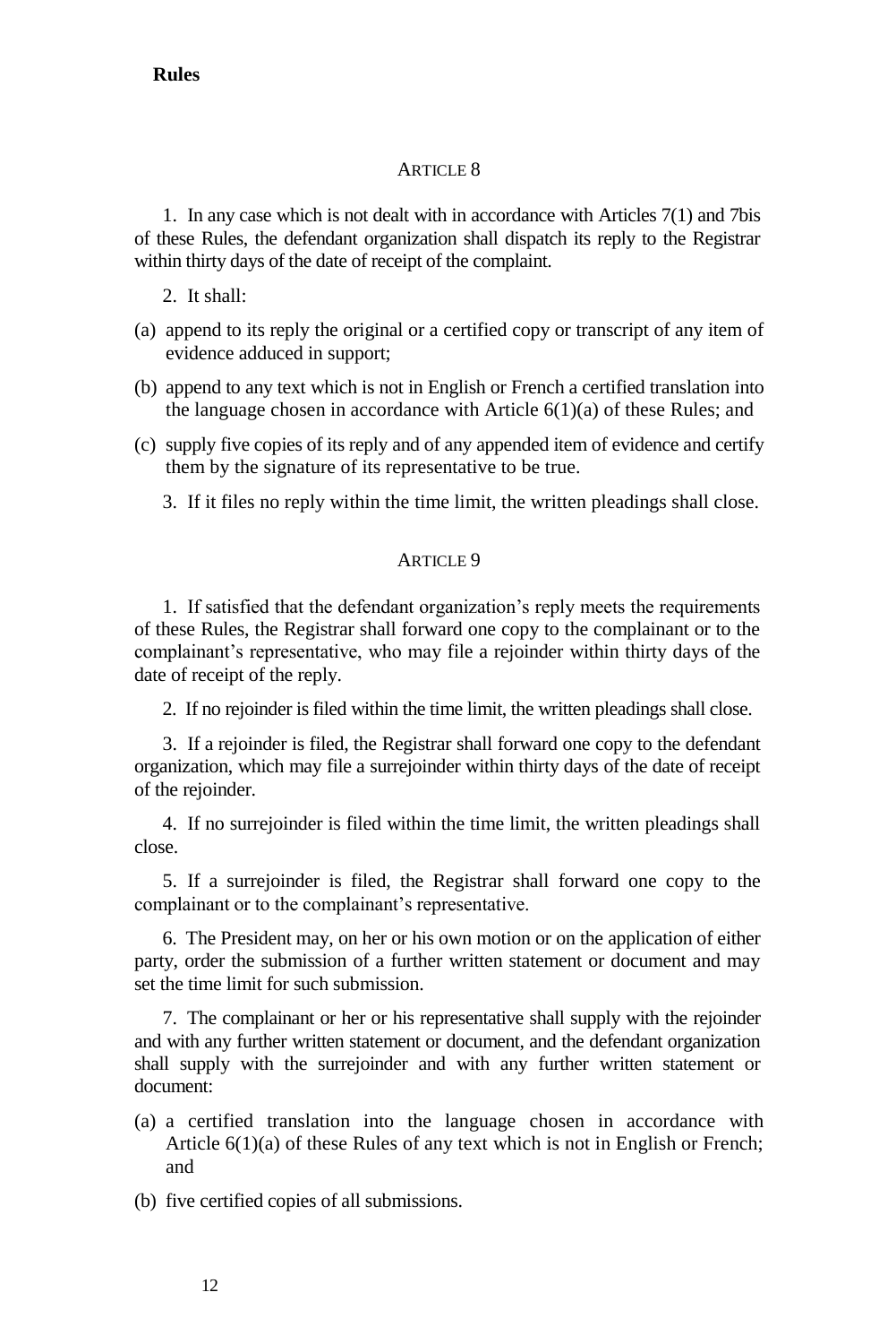## ARTICLE 8

1. In any case which is not dealt with in accordance with Articles 7(1) and 7bis of these Rules, the defendant organization shall dispatch its reply to the Registrar within thirty days of the date of receipt of the complaint.

2. It shall:

(a) append to its reply the original or a certified copy or transcript of any item of evidence adduced in support;

(b) append to any text which is not in English or French a certified translation into the language chosen in accordance with Article 6(1)(a) of these Rules; and

(c) supply five copies of its reply and of any appended item of evidence and certify them by the signature of its representative to be true.

3. If it files no reply within the time limit, the written pleadings shall close.

## ARTICLE 9

1. If satisfied that the defendant organization's reply meets the requirements of these Rules, the Registrar shall forward one copy to the complainant or to the complainant's representative, who may file a rejoinder within thirty days of the date of receipt of the reply.

2. If no rejoinder is filed within the time limit, the written pleadings shall close.

3. If a rejoinder is filed, the Registrar shall forward one copy to the defendant organization, which may file a surrejoinder within thirty days of the date of receipt of the rejoinder.

4. If no surrejoinder is filed within the time limit, the written pleadings shall close.

5. If a surrejoinder is filed, the Registrar shall forward one copy to the complainant or to the complainant's representative.

6. The President may, on her or his own motion or on the application of either party, order the submission of a further written statement or document and may set the time limit for such submission.

7. The complainant or her or his representative shall supply with the rejoinder and with any further written statement or document, and the defendant organization shall supply with the surrejoinder and with any further written statement or document:

(a) a certified translation into the language chosen in accordance with Article 6(1)(a) of these Rules of any text which is not in English or French; and

(b) five certified copies of all submissions.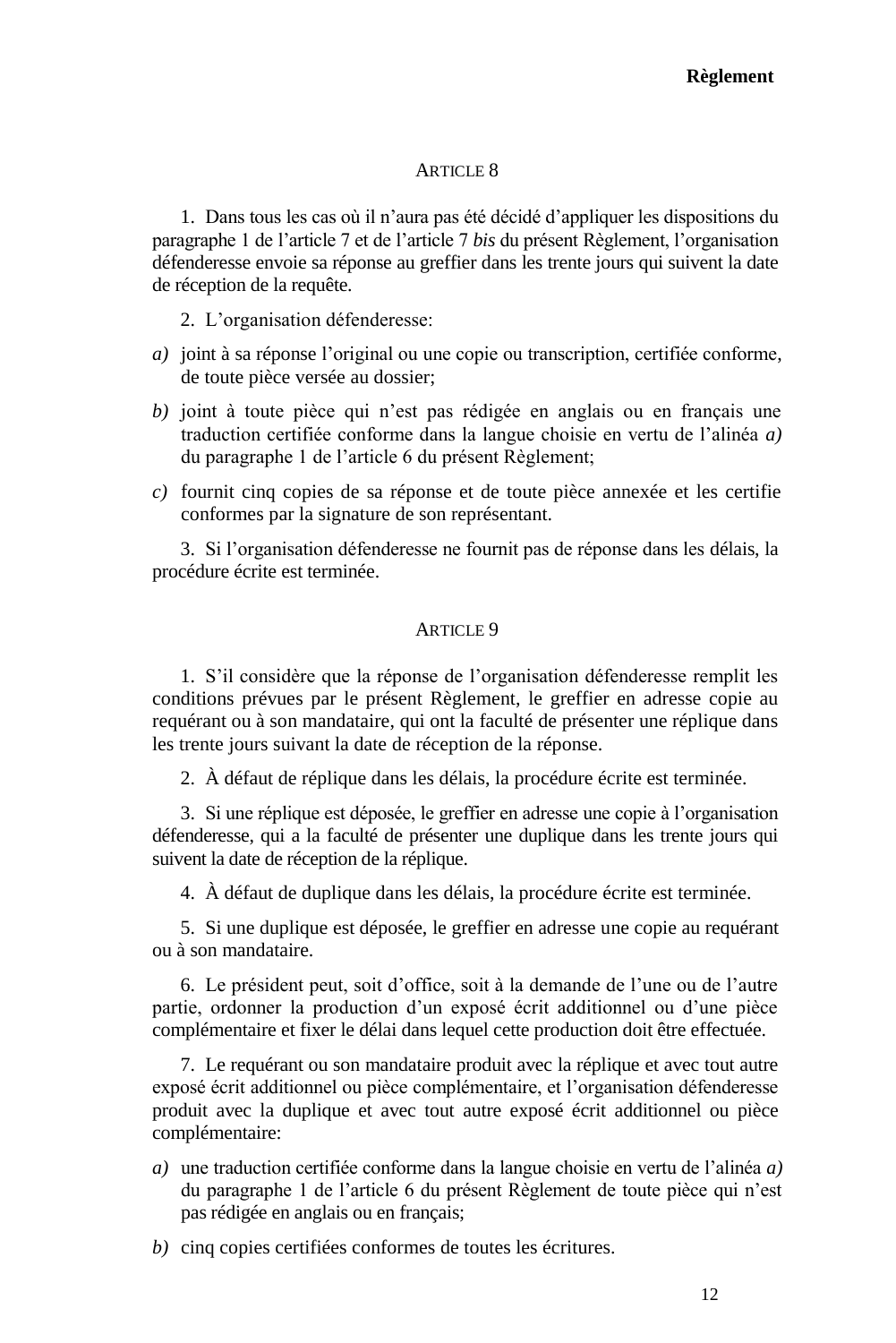## ARTICLE 8

1. Dans tous les cas où il n'aura pas été décidé d'appliquer les dispositions du paragraphe 1 de l'article 7 et de l'article 7 *bis* du présent Règlement, l'organisation défenderesse envoie sa réponse au greffier dans les trente jours qui suivent la date de réception de la requête.

2. L'organisation défenderesse:

*a)* joint à sa réponse l'original ou une copie ou transcription, certifiée conforme, de toute pièce versée au dossier;

*b)* joint à toute pièce qui n'est pas rédigée en anglais ou en français une traduction certifiée conforme dans la langue choisie en vertu de l'alinéa *a)* du paragraphe 1 de l'article 6 du présent Règlement;

*c)* fournit cinq copies de sa réponse et de toute pièce annexée et les certifie conformes par la signature de son représentant.

3. Si l'organisation défenderesse ne fournit pas de réponse dans les délais, la procédure écrite est terminée.

## ARTICLE 9

1. S'il considère que la réponse de l'organisation défenderesse remplit les conditions prévues par le présent Règlement, le greffier en adresse copie au requérant ou à son mandataire, qui ont la faculté de présenter une réplique dans les trente jours suivant la date de réception de la réponse.

2. À défaut de réplique dans les délais, la procédure écrite est terminée.

3. Si une réplique est déposée, le greffier en adresse une copie à l'organisation défenderesse, qui a la faculté de présenter une duplique dans les trente jours qui suivent la date de réception de la réplique.

4. À défaut de duplique dans les délais, la procédure écrite est terminée.

5. Si une duplique est déposée, le greffier en adresse une copie au requérant ou à son mandataire.

6. Le président peut, soit d'office, soit à la demande de l'une ou de l'autre partie, ordonner la production d'un exposé écrit additionnel ou d'une pièce complémentaire et fixer le délai dans lequel cette production doit être effectuée.

7. Le requérant ou son mandataire produit avec la réplique et avec tout autre exposé écrit additionnel ou pièce complémentaire, et l'organisation défenderesse produit avec la duplique et avec tout autre exposé écrit additionnel ou pièce complémentaire:

*a)* une traduction certifiée conforme dans la langue choisie en vertu de l'alinéa *a)* du paragraphe 1 de l'article 6 du présent Règlement de toute pièce qui n'est pas rédigée en anglais ou en français;

*b)* cinq copies certifiées conformes de toutes les écritures.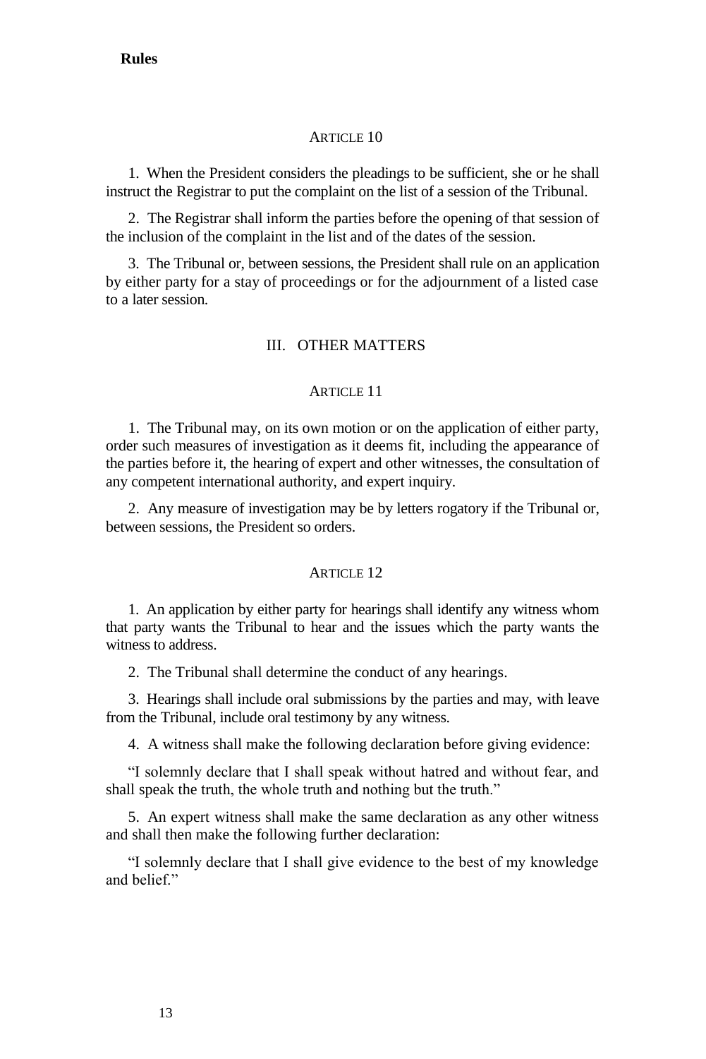## ARTICLE 10

1. When the President considers the pleadings to be sufficient, she or he shall instruct the Registrar to put the complaint on the list of a session of the Tribunal.

2. The Registrar shall inform the parties before the opening of that session of the inclusion of the complaint in the list and of the dates of the session.

3. The Tribunal or, between sessions, the President shall rule on an application by either party for a stay of proceedings or for the adjournment of a listed case to a later session.

# III. OTHER MATTERS

## ARTICLE 11

1. The Tribunal may, on its own motion or on the application of either party, order such measures of investigation as it deems fit, including the appearance of the parties before it, the hearing of expert and other witnesses, the consultation of any competent international authority, and expert inquiry.

2. Any measure of investigation may be by letters rogatory if the Tribunal or, between sessions, the President so orders.

## ARTICLE 12

1. An application by either party for hearings shall identify any witness whom that party wants the Tribunal to hear and the issues which the party wants the witness to address.

2. The Tribunal shall determine the conduct of any hearings.

3. Hearings shall include oral submissions by the parties and may, with leave from the Tribunal, include oral testimony by any witness.

4. A witness shall make the following declaration before giving evidence:

"I solemnly declare that I shall speak without hatred and without fear, and shall speak the truth, the whole truth and nothing but the truth."

5. An expert witness shall make the same declaration as any other witness and shall then make the following further declaration:

"I solemnly declare that I shall give evidence to the best of my knowledge and belief."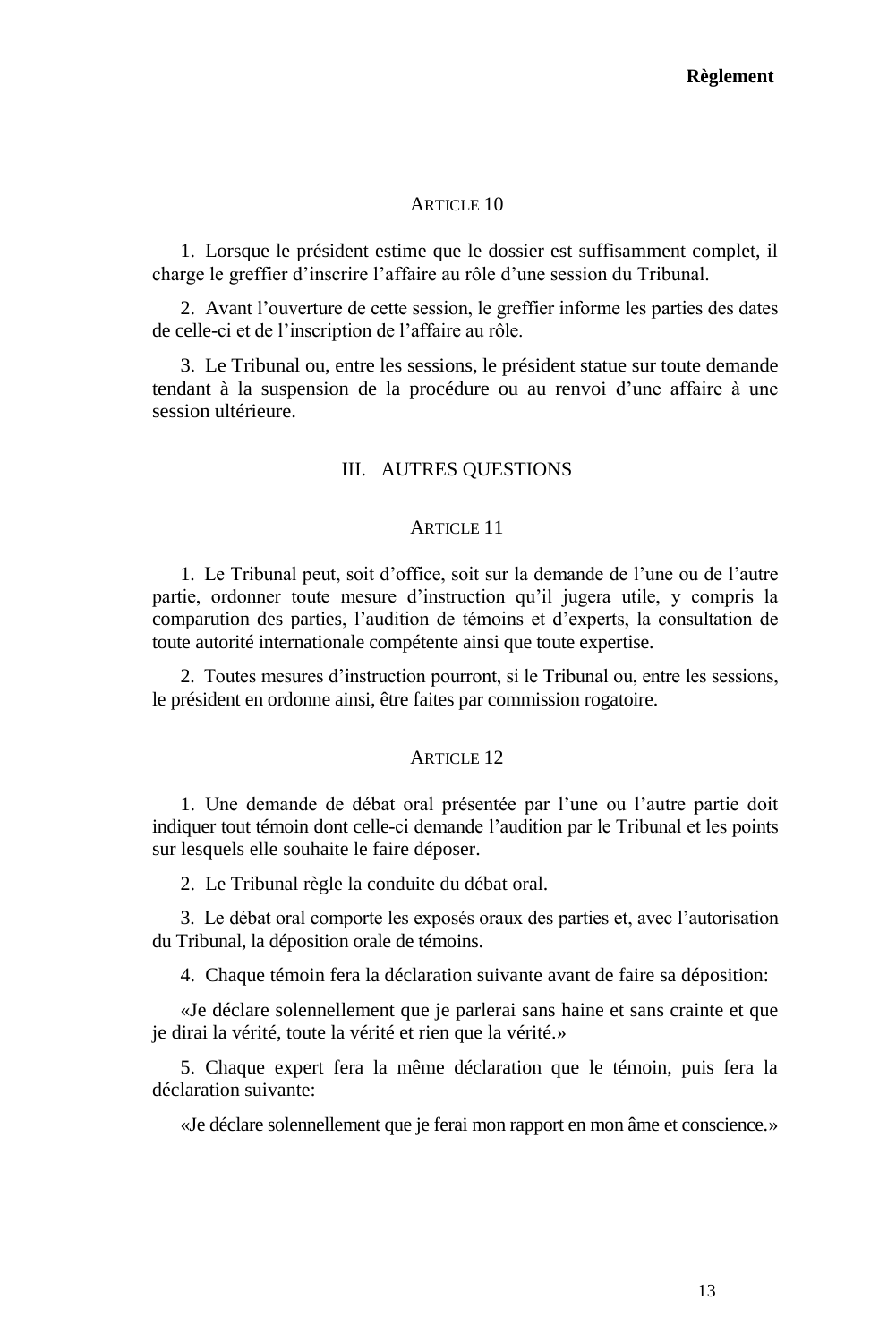### ARTICLE 10

1. Lorsque le président estime que le dossier est suffisamment complet, il charge le greffier d'inscrire l'affaire au rôle d'une session du Tribunal.

2. Avant l'ouverture de cette session, le greffier informe les parties des dates de celle-ci et de l'inscription de l'affaire au rôle.

3. Le Tribunal ou, entre les sessions, le président statue sur toute demande tendant à la suspension de la procédure ou au renvoi d'une affaire à une session ultérieure.

## III. AUTRES QUESTIONS

### ARTICLE 11

1. Le Tribunal peut, soit d'office, soit sur la demande de l'une ou de l'autre partie, ordonner toute mesure d'instruction qu'il jugera utile, y compris la comparution des parties, l'audition de témoins et d'experts, la consultation de toute autorité internationale compétente ainsi que toute expertise.

2. Toutes mesures d'instruction pourront, si le Tribunal ou, entre les sessions, le président en ordonne ainsi, être faites par commission rogatoire.

### ARTICLE 12

1. Une demande de débat oral présentée par l'une ou l'autre partie doit indiquer tout témoin dont celle-ci demande l'audition par le Tribunal et les points sur lesquels elle souhaite le faire déposer.

2. Le Tribunal règle la conduite du débat oral.

3. Le débat oral comporte les exposés oraux des parties et, avec l'autorisation du Tribunal, la déposition orale de témoins.

4. Chaque témoin fera la déclaration suivante avant de faire sa déposition:

«Je déclare solennellement que je parlerai sans haine et sans crainte et que je dirai la vérité, toute la vérité et rien que la vérité.»

5. Chaque expert fera la même déclaration que le témoin, puis fera la déclaration suivante:

«Je déclare solennellement que je ferai mon rapport en mon âme et conscience.»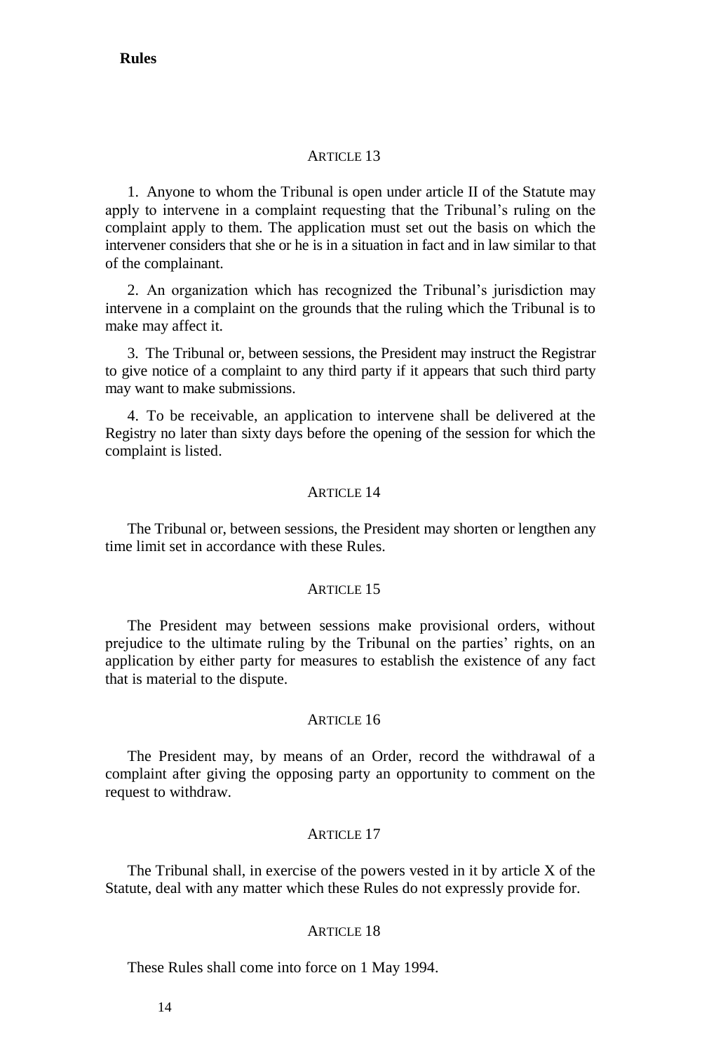### ARTICLE 13

1. Anyone to whom the Tribunal is open under article II of the Statute may apply to intervene in a complaint requesting that the Tribunal's ruling on the complaint apply to them. The application must set out the basis on which the intervener considers that she or he is in a situation in fact and in law similar to that of the complainant.

2. An organization which has recognized the Tribunal's jurisdiction may intervene in a complaint on the grounds that the ruling which the Tribunal is to make may affect it.

3. The Tribunal or, between sessions, the President may instruct the Registrar to give notice of a complaint to any third party if it appears that such third party may want to make submissions.

4. To be receivable, an application to intervene shall be delivered at the Registry no later than sixty days before the opening of the session for which the complaint is listed.

### ARTICLE 14

The Tribunal or, between sessions, the President may shorten or lengthen any time limit set in accordance with these Rules.

### ARTICLE 15

The President may between sessions make provisional orders, without prejudice to the ultimate ruling by the Tribunal on the parties' rights, on an application by either party for measures to establish the existence of any fact that is material to the dispute.

### ARTICLE 16

The President may, by means of an Order, record the withdrawal of a complaint after giving the opposing party an opportunity to comment on the request to withdraw.

### ARTICLE 17

The Tribunal shall, in exercise of the powers vested in it by article X of the Statute, deal with any matter which these Rules do not expressly provide for.

### ARTICLE 18

These Rules shall come into force on 1 May 1994.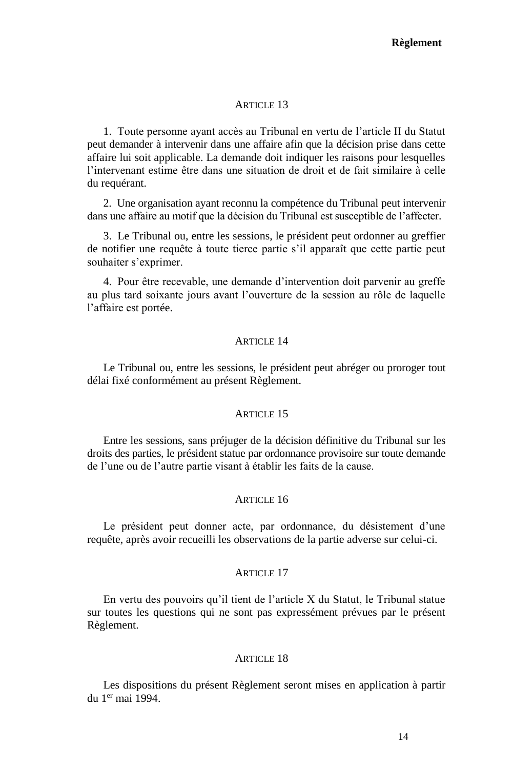## Article 13

1. Toute personne ayant accès au Tribunal en vertu de l'article II du Statut peut demander à intervenir dans une affaire afin que la décision prise dans cette affaire lui soit applicable. La demande doit indiquer les raisons pour lesquelles l'intervenant estime être dans une situation de droit et de fait similaire à celle du requérant.

2. Une organisation ayant reconnu la compétence du Tribunal peut intervenir dans une affaire au motif que la décision du Tribunal est susceptible de l'affecter.

3. Le Tribunal ou, entre les sessions, le président peut ordonner au greffier de notifier une requête à toute tierce partie s'il apparaît que cette partie peut souhaiter s'exprimer.

4. Pour être recevable, une demande d'intervention doit parvenir au greffe au plus tard soixante jours avant l'ouverture de la session au rôle de laquelle l'affaire est portée.

## Article 14

Le Tribunal ou, entre les sessions, le président peut abréger ou proroger tout délai fixé conformément au présent Règlement.

## Article 15

Entre les sessions, sans préjuger de la décision définitive du Tribunal sur les droits des parties, le président statue par ordonnance provisoire sur toute demande de l'une ou de l'autre partie visant à établir les faits de la cause.

## Article 16

Le président peut donner acte, par ordonnance, du désistement d'une requête, après avoir recueilli les observations de la partie adverse sur celui-ci.

## Article 17

En vertu des pouvoirs qu'il tient de l'article X du Statut, le Tribunal statue sur toutes les questions qui ne sont pas expressément prévues par le présent Règlement.

## Article 18

Les dispositions du présent Règlement seront mises en application à partir du 1er mai 1994.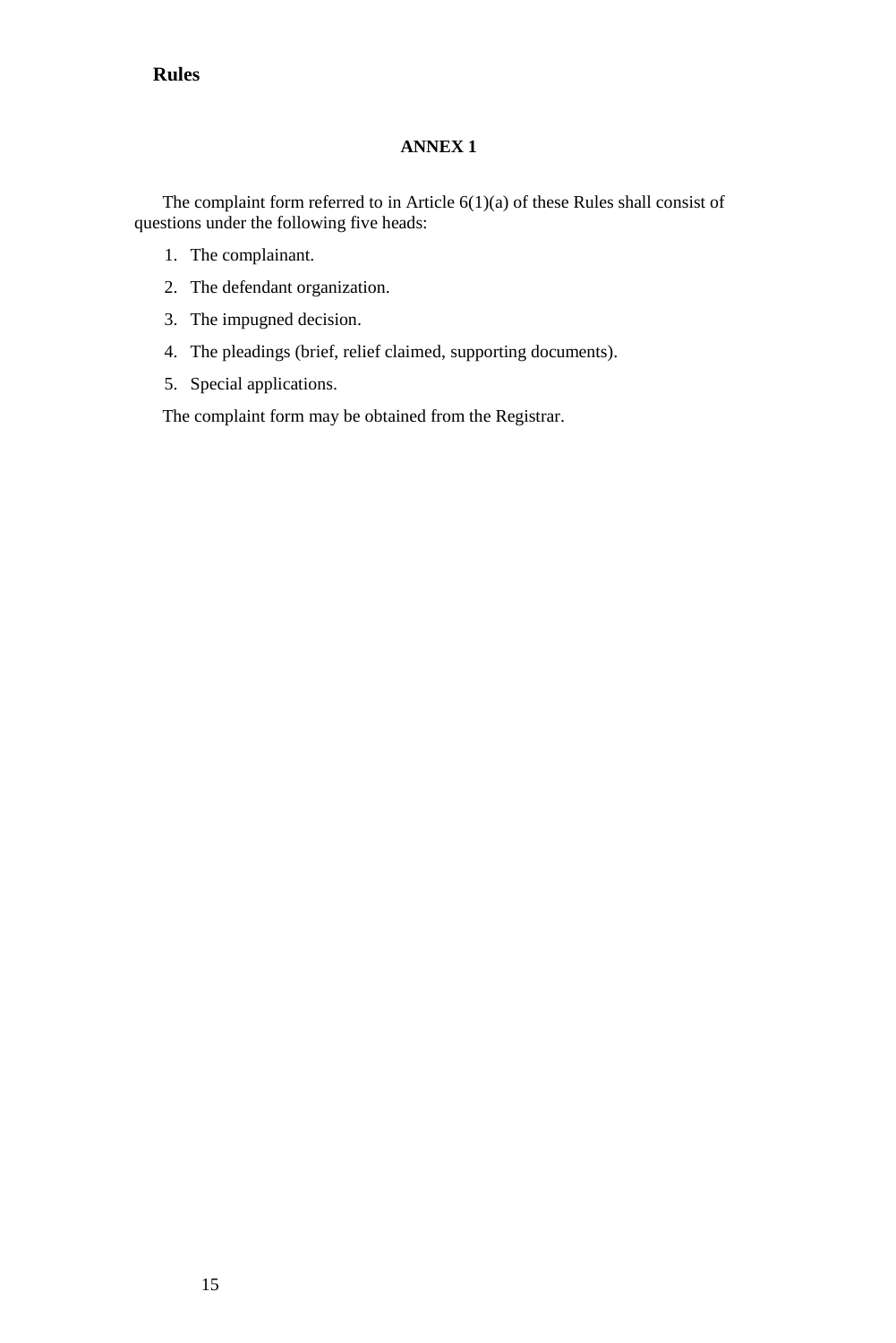## ANNEX 1

The complaint form referred to in Article 6(1)(a) of these Rules shall consist of questions under the following five heads:

1. The complainant.
2. The defendant organization.
3. The impugned decision.
4. The pleadings (brief, relief claimed, supporting documents).
5. Special applications.

The complaint form may be obtained from the Registrar.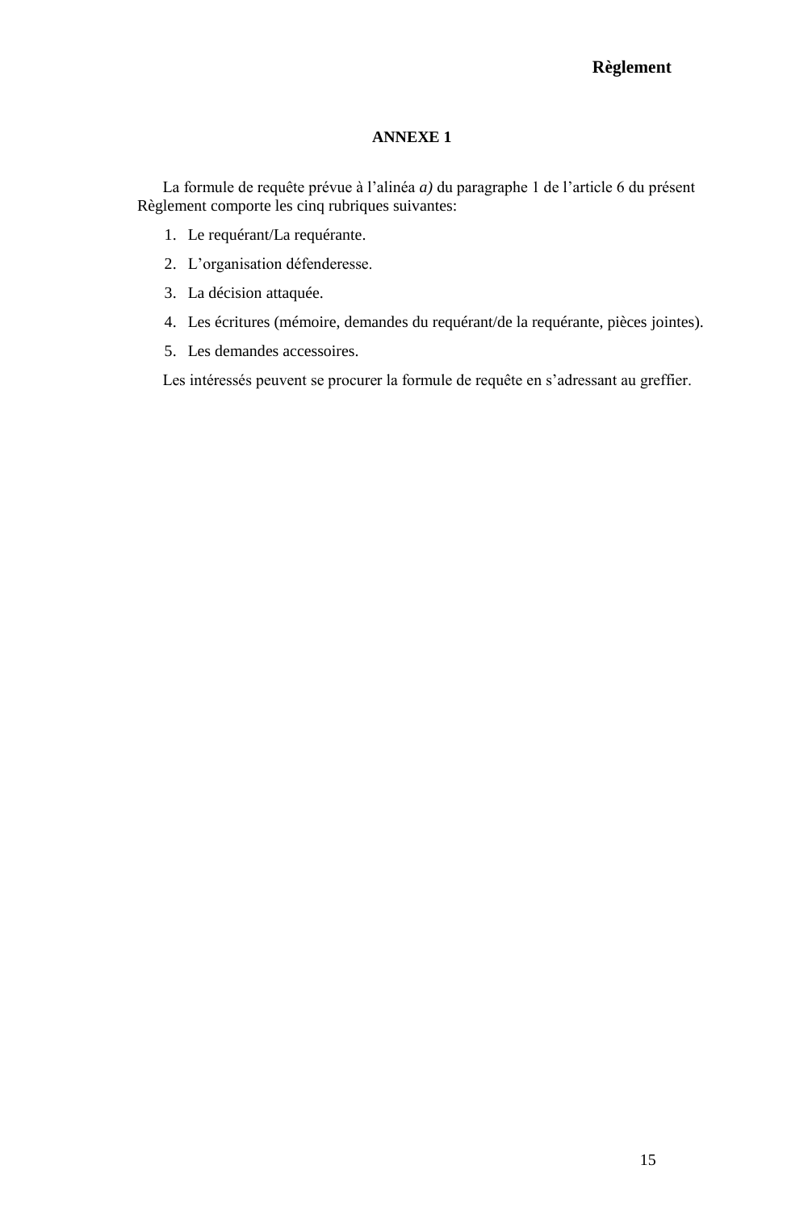## ANNEXE 1

La formule de requête prévue à l'alinéa *a)* du paragraphe 1 de l'article 6 du présent Règlement comporte les cinq rubriques suivantes:

1. Le requérant/La requérante.
2. L'organisation défenderesse.
3. La décision attaquée.
4. Les écritures (mémoire, demandes du requérant/de la requérante, pièces jointes).
5. Les demandes accessoires.

Les intéressés peuvent se procurer la formule de requête en s'adressant au greffier.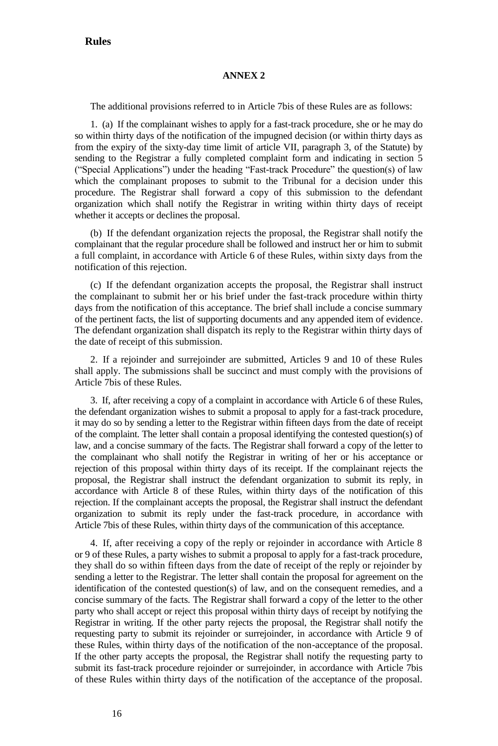## ANNEX 2

The additional provisions referred to in Article 7bis of these Rules are as follows:

1. (a) If the complainant wishes to apply for a fast-track procedure, she or he may do so within thirty days of the notification of the impugned decision (or within thirty days as from the expiry of the sixty-day time limit of article VII, paragraph 3, of the Statute) by sending to the Registrar a fully completed complaint form and indicating in section 5 ("Special Applications") under the heading "Fast-track Procedure" the question(s) of law which the complainant proposes to submit to the Tribunal for a decision under this procedure. The Registrar shall forward a copy of this submission to the defendant organization which shall notify the Registrar in writing within thirty days of receipt whether it accepts or declines the proposal.

(b) If the defendant organization rejects the proposal, the Registrar shall notify the complainant that the regular procedure shall be followed and instruct her or him to submit a full complaint, in accordance with Article 6 of these Rules, within sixty days from the notification of this rejection.

(c) If the defendant organization accepts the proposal, the Registrar shall instruct the complainant to submit her or his brief under the fast-track procedure within thirty days from the notification of this acceptance. The brief shall include a concise summary of the pertinent facts, the list of supporting documents and any appended item of evidence. The defendant organization shall dispatch its reply to the Registrar within thirty days of the date of receipt of this submission.

2. If a rejoinder and surrejoinder are submitted, Articles 9 and 10 of these Rules shall apply. The submissions shall be succinct and must comply with the provisions of Article 7bis of these Rules.

3. If, after receiving a copy of a complaint in accordance with Article 6 of these Rules, the defendant organization wishes to submit a proposal to apply for a fast-track procedure, it may do so by sending a letter to the Registrar within fifteen days from the date of receipt of the complaint. The letter shall contain a proposal identifying the contested question(s) of law, and a concise summary of the facts. The Registrar shall forward a copy of the letter to the complainant who shall notify the Registrar in writing of her or his acceptance or rejection of this proposal within thirty days of its receipt. If the complainant rejects the proposal, the Registrar shall instruct the defendant organization to submit its reply, in accordance with Article 8 of these Rules, within thirty days of the notification of this rejection. If the complainant accepts the proposal, the Registrar shall instruct the defendant organization to submit its reply under the fast-track procedure, in accordance with Article 7bis of these Rules, within thirty days of the communication of this acceptance.

4. If, after receiving a copy of the reply or rejoinder in accordance with Article 8 or 9 of these Rules, a party wishes to submit a proposal to apply for a fast-track procedure, they shall do so within fifteen days from the date of receipt of the reply or rejoinder by sending a letter to the Registrar. The letter shall contain the proposal for agreement on the identification of the contested question(s) of law, and on the consequent remedies, and a concise summary of the facts. The Registrar shall forward a copy of the letter to the other party who shall accept or reject this proposal within thirty days of receipt by notifying the Registrar in writing. If the other party rejects the proposal, the Registrar shall notify the requesting party to submit its rejoinder or surrejoinder, in accordance with Article 9 of these Rules, within thirty days of the notification of the non-acceptance of the proposal. If the other party accepts the proposal, the Registrar shall notify the requesting party to submit its fast-track procedure rejoinder or surrejoinder, in accordance with Article 7bis of these Rules within thirty days of the notification of the acceptance of the proposal.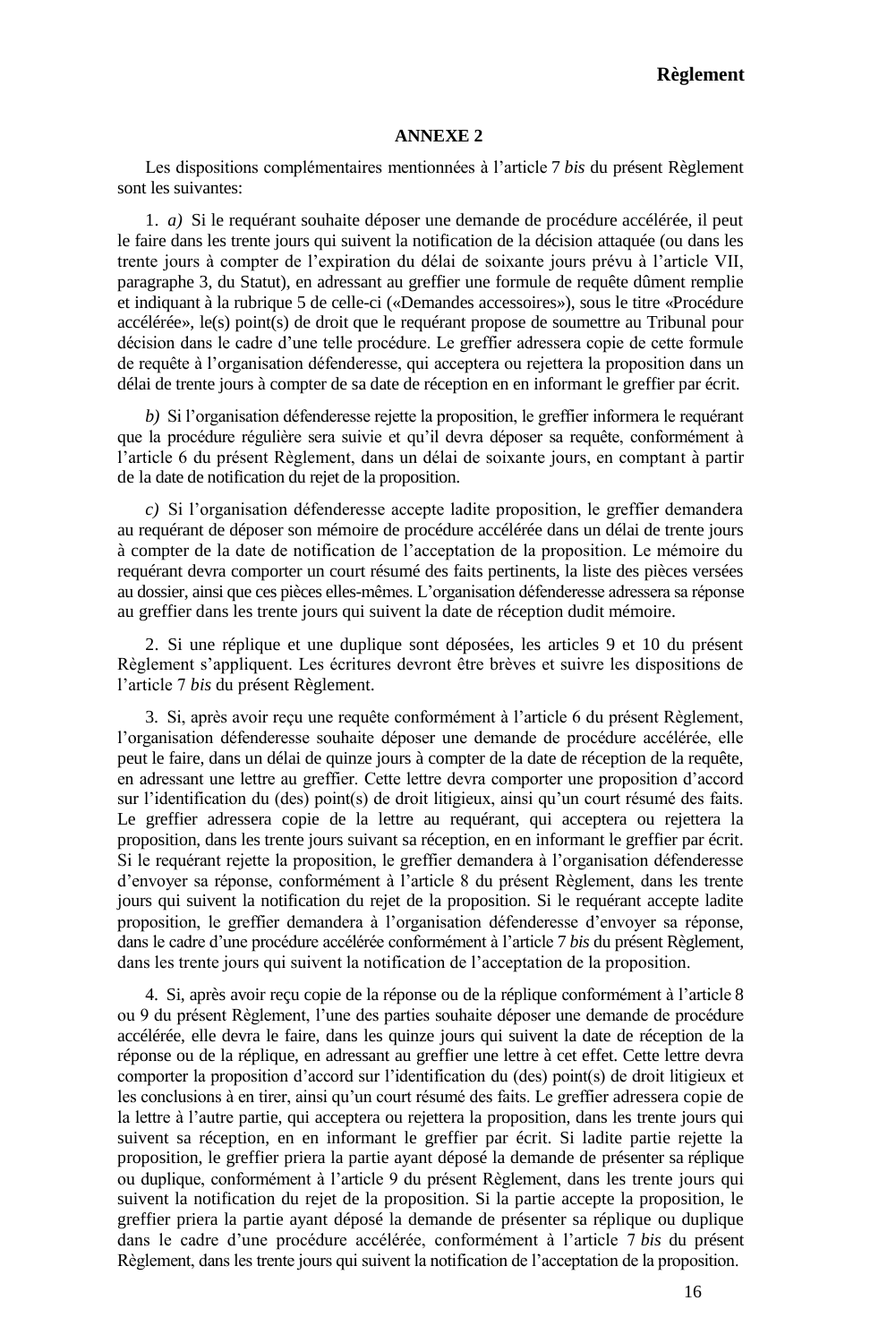## ANNEXE 2

Les dispositions complémentaires mentionnées à l’article 7 *bis* du présent Règlement sont les suivantes:

1. *a)* Si le requérant souhaite déposer une demande de procédure accélérée, il peut le faire dans les trente jours qui suivent la notification de la décision attaquée (ou dans les trente jours à compter de l’expiration du délai de soixante jours prévu à l’article VII, paragraphe 3, du Statut), en adressant au greffier une formule de requête dûment remplie et indiquant à la rubrique 5 de celle-ci («Demandes accessoires»), sous le titre «Procédure accélérée», le(s) point(s) de droit que le requérant propose de soumettre au Tribunal pour décision dans le cadre d’une telle procédure. Le greffier adressera copie de cette formule de requête à l’organisation défenderesse, qui acceptera ou rejettera la proposition dans un délai de trente jours à compter de sa date de réception en en informant le greffier par écrit.

*b)* Si l’organisation défenderesse rejette la proposition, le greffier informera le requérant que la procédure régulière sera suivie et qu’il devra déposer sa requête, conformément à l’article 6 du présent Règlement, dans un délai de soixante jours, en comptant à partir de la date de notification du rejet de la proposition.

*c)* Si l’organisation défenderesse accepte ladite proposition, le greffier demandera au requérant de déposer son mémoire de procédure accélérée dans un délai de trente jours à compter de la date de notification de l’acceptation de la proposition. Le mémoire du requérant devra comporter un court résumé des faits pertinents, la liste des pièces versées au dossier, ainsi que ces pièces elles-mêmes. L’organisation défenderesse adressera sa réponse au greffier dans les trente jours qui suivent la date de réception dudit mémoire.

2. Si une réplique et une duplique sont déposées, les articles 9 et 10 du présent Règlement s’appliquent. Les écritures devront être brèves et suivre les dispositions de l’article 7 *bis* du présent Règlement.

3. Si, après avoir reçu une requête conformément à l’article 6 du présent Règlement, l’organisation défenderesse souhaite déposer une demande de procédure accélérée, elle peut le faire, dans un délai de quinze jours à compter de la date de réception de la requête, en adressant une lettre au greffier. Cette lettre devra comporter une proposition d’accord sur l’identification du (des) point(s) de droit litigieux, ainsi qu’un court résumé des faits. Le greffier adressera copie de la lettre au requérant, qui acceptera ou rejettera la proposition, dans les trente jours suivant sa réception, en en informant le greffier par écrit. Si le requérant rejette la proposition, le greffier demandera à l’organisation défenderesse d’envoyer sa réponse, conformément à l’article 8 du présent Règlement, dans les trente jours qui suivent la notification du rejet de la proposition. Si le requérant accepte ladite proposition, le greffier demandera à l’organisation défenderesse d’envoyer sa réponse, dans le cadre d’une procédure accélérée conformément à l’article 7 *bis* du présent Règlement, dans les trente jours qui suivent la notification de l’acceptation de la proposition.

4. Si, après avoir reçu copie de la réponse ou de la réplique conformément à l’article 8 ou 9 du présent Règlement, l’une des parties souhaite déposer une demande de procédure accélérée, elle devra le faire, dans les quinze jours qui suivent la date de réception de la réponse ou de la réplique, en adressant au greffier une lettre à cet effet. Cette lettre devra comporter la proposition d’accord sur l’identification du (des) point(s) de droit litigieux et les conclusions à en tirer, ainsi qu’un court résumé des faits. Le greffier adressera copie de la lettre à l’autre partie, qui acceptera ou rejettera la proposition, dans les trente jours qui suivent sa réception, en en informant le greffier par écrit. Si ladite partie rejette la proposition, le greffier priera la partie ayant déposé la demande de présenter sa réplique ou duplique, conformément à l’article 9 du présent Règlement, dans les trente jours qui suivent la notification du rejet de la proposition. Si la partie accepte la proposition, le greffier priera la partie ayant déposé la demande de présenter sa réplique ou duplique dans le cadre d’une procédure accélérée, conformément à l’article 7 *bis* du présent Règlement, dans les trente jours qui suivent la notification de l’acceptation de la proposition.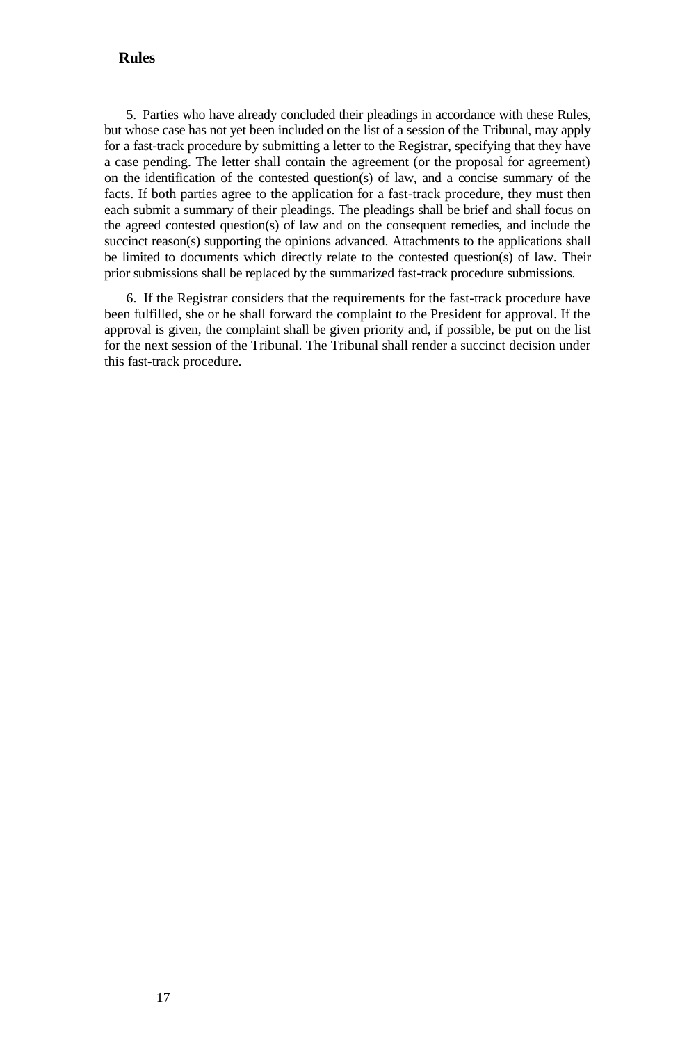5. Parties who have already concluded their pleadings in accordance with these Rules, but whose case has not yet been included on the list of a session of the Tribunal, may apply for a fast-track procedure by submitting a letter to the Registrar, specifying that they have a case pending. The letter shall contain the agreement (or the proposal for agreement) on the identification of the contested question(s) of law, and a concise summary of the facts. If both parties agree to the application for a fast-track procedure, they must then each submit a summary of their pleadings. The pleadings shall be brief and shall focus on the agreed contested question(s) of law and on the consequent remedies, and include the succinct reason(s) supporting the opinions advanced. Attachments to the applications shall be limited to documents which directly relate to the contested question(s) of law. Their prior submissions shall be replaced by the summarized fast-track procedure submissions.

6. If the Registrar considers that the requirements for the fast-track procedure have been fulfilled, she or he shall forward the complaint to the President for approval. If the approval is given, the complaint shall be given priority and, if possible, be put on the list for the next session of the Tribunal. The Tribunal shall render a succinct decision under this fast-track procedure.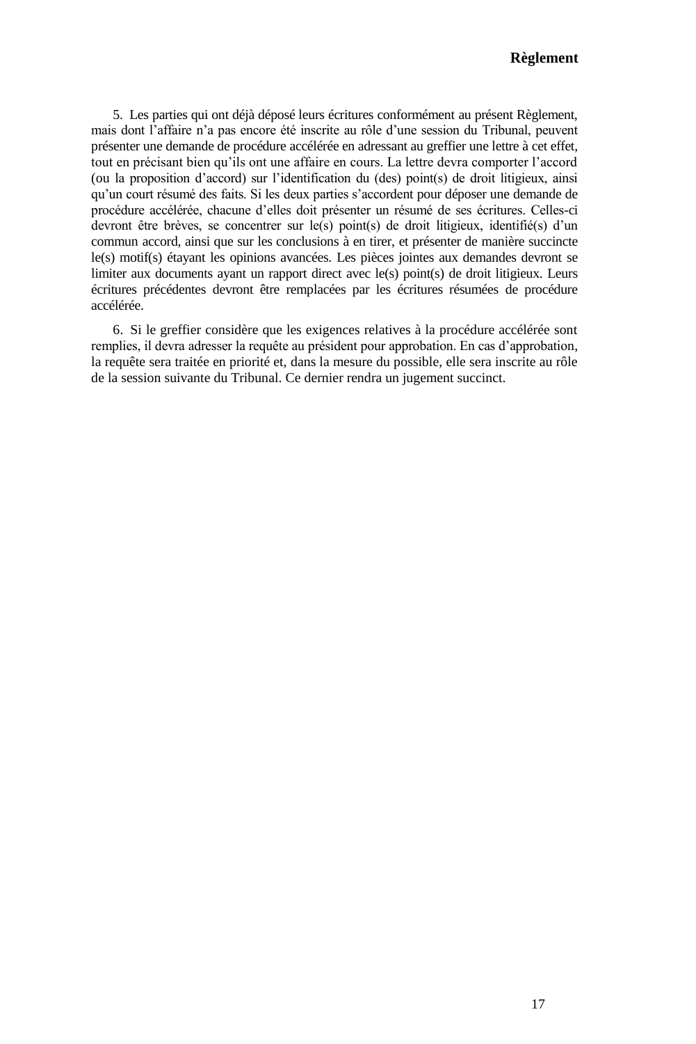5. Les parties qui ont déjà déposé leurs écritures conformément au présent Règlement, mais dont l'affaire n'a pas encore été inscrite au rôle d'une session du Tribunal, peuvent présenter une demande de procédure accélérée en adressant au greffier une lettre à cet effet, tout en précisant bien qu'ils ont une affaire en cours. La lettre devra comporter l'accord (ou la proposition d'accord) sur l'identification du (des) point(s) de droit litigieux, ainsi qu'un court résumé des faits. Si les deux parties s'accordent pour déposer une demande de procédure accélérée, chacune d'elles doit présenter un résumé de ses écritures. Celles-ci devront être brèves, se concentrer sur le(s) point(s) de droit litigieux, identifié(s) d'un commun accord, ainsi que sur les conclusions à en tirer, et présenter de manière succincte le(s) motif(s) étayant les opinions avancées. Les pièces jointes aux demandes devront se limiter aux documents ayant un rapport direct avec le(s) point(s) de droit litigieux. Leurs écritures précédentes devront être remplacées par les écritures résumées de procédure accélérée.

6. Si le greffier considère que les exigences relatives à la procédure accélérée sont remplies, il devra adresser la requête au président pour approbation. En cas d'approbation, la requête sera traitée en priorité et, dans la mesure du possible, elle sera inscrite au rôle de la session suivante du Tribunal. Ce dernier rendra un jugement succinct.